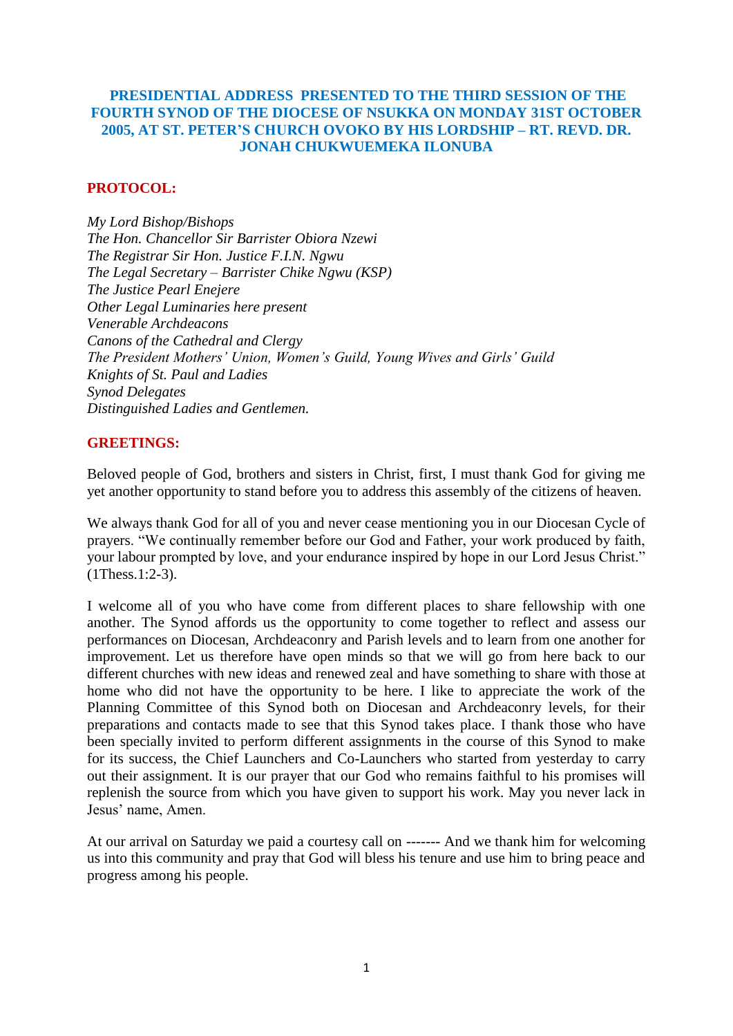# PRESIDENTIAL ADDRESS PRESENTED TO THE THIRD SESSION OF THE FOURTH SYNOD OF THE DIOCESE OF NSUKKA ON MONDAY 31ST OCTOBER 2005, AT ST. PETER'S CHURCH OVOKO BY HIS LORDSHIP – RT. REVD. DR. JONAH CHUKWUEMEKA ILONUBA

## PROTOCOL:

*My Lord Bishop/Bishops*
*The Hon. Chancellor Sir Barrister Obiora Nzewi*
*The Registrar Sir Hon. Justice F.I.N. Ngwu*
*The Legal Secretary – Barrister Chike Ngwu (KSP)*
*The Justice Pearl Enejere*
*Other Legal Luminaries here present*
*Venerable Archdeacons*
*Canons of the Cathedral and Clergy*
*The President Mothers' Union, Women's Guild, Young Wives and Girls' Guild*
*Knights of St. Paul and Ladies*
*Synod Delegates*
*Distinguished Ladies and Gentlemen.*

## GREETINGS:

Beloved people of God, brothers and sisters in Christ, first, I must thank God for giving me yet another opportunity to stand before you to address this assembly of the citizens of heaven.

We always thank God for all of you and never cease mentioning you in our Diocesan Cycle of prayers. "We continually remember before our God and Father, your work produced by faith, your labour prompted by love, and your endurance inspired by hope in our Lord Jesus Christ." (1Thess.1:2-3).

I welcome all of you who have come from different places to share fellowship with one another. The Synod affords us the opportunity to come together to reflect and assess our performances on Diocesan, Archdeaconry and Parish levels and to learn from one another for improvement. Let us therefore have open minds so that we will go from here back to our different churches with new ideas and renewed zeal and have something to share with those at home who did not have the opportunity to be here. I like to appreciate the work of the Planning Committee of this Synod both on Diocesan and Archdeaconry levels, for their preparations and contacts made to see that this Synod takes place. I thank those who have been specially invited to perform different assignments in the course of this Synod to make for its success, the Chief Launchers and Co-Launchers who started from yesterday to carry out their assignment. It is our prayer that our God who remains faithful to his promises will replenish the source from which you have given to support his work. May you never lack in Jesus' name, Amen.

At our arrival on Saturday we paid a courtesy call on ------- And we thank him for welcoming us into this community and pray that God will bless his tenure and use him to bring peace and progress among his people.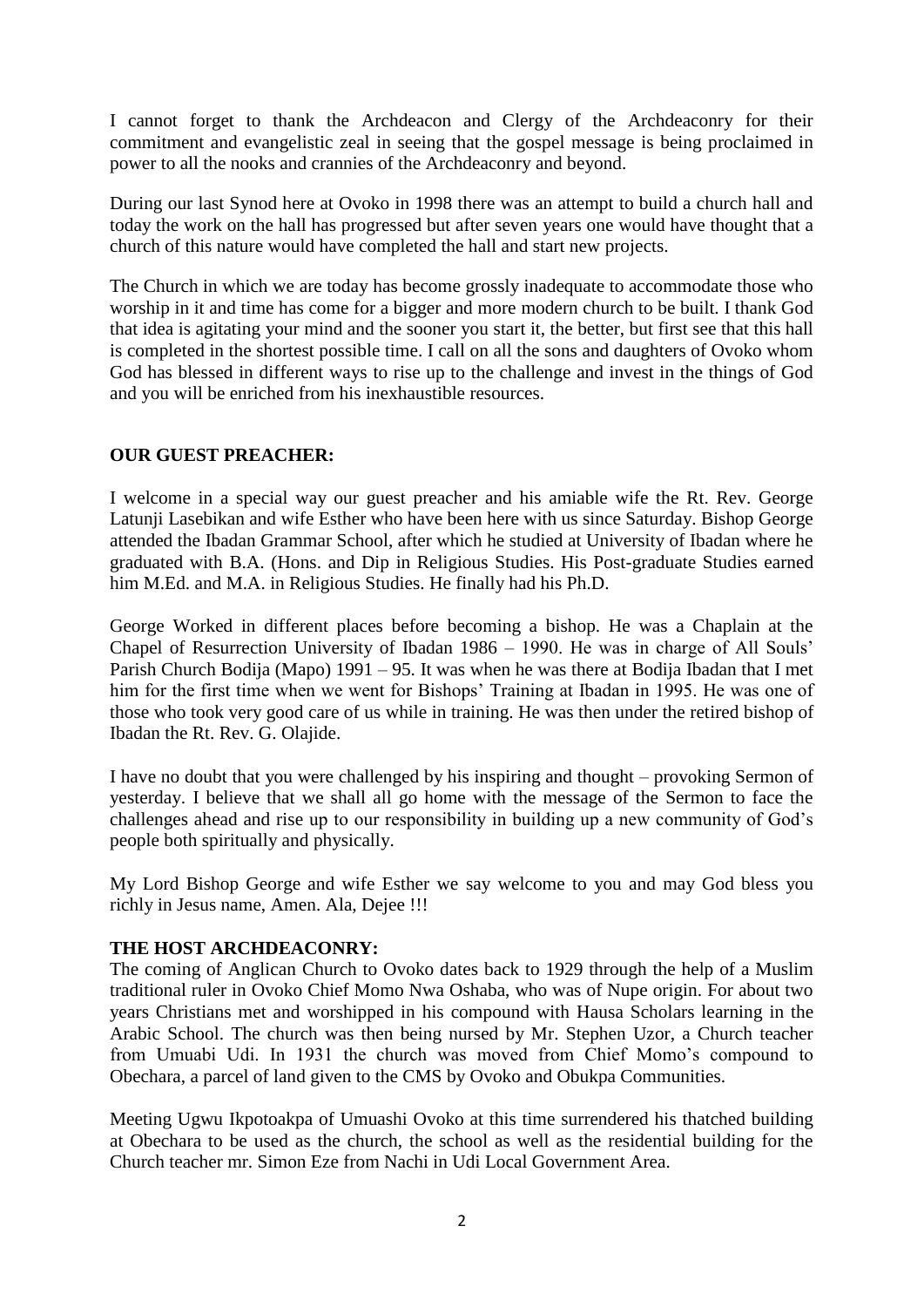I cannot forget to thank the Archdeacon and Clergy of the Archdeaconry for their commitment and evangelistic zeal in seeing that the gospel message is being proclaimed in power to all the nooks and crannies of the Archdeaconry and beyond.

During our last Synod here at Ovoko in 1998 there was an attempt to build a church hall and today the work on the hall has progressed but after seven years one would have thought that a church of this nature would have completed the hall and start new projects.

The Church in which we are today has become grossly inadequate to accommodate those who worship in it and time has come for a bigger and more modern church to be built. I thank God that idea is agitating your mind and the sooner you start it, the better, but first see that this hall is completed in the shortest possible time. I call on all the sons and daughters of Ovoko whom God has blessed in different ways to rise up to the challenge and invest in the things of God and you will be enriched from his inexhaustible resources.

**OUR GUEST PREACHER:**

I welcome in a special way our guest preacher and his amiable wife the Rt. Rev. George Latunji Lasebikan and wife Esther who have been here with us since Saturday. Bishop George attended the Ibadan Grammar School, after which he studied at University of Ibadan where he graduated with B.A. (Hons. and Dip in Religious Studies. His Post-graduate Studies earned him M.Ed. and M.A. in Religious Studies. He finally had his Ph.D.

George Worked in different places before becoming a bishop. He was a Chaplain at the Chapel of Resurrection University of Ibadan 1986 – 1990. He was in charge of All Souls' Parish Church Bodija (Mapo) 1991 – 95. It was when he was there at Bodija Ibadan that I met him for the first time when we went for Bishops' Training at Ibadan in 1995. He was one of those who took very good care of us while in training. He was then under the retired bishop of Ibadan the Rt. Rev. G. Olajide.

I have no doubt that you were challenged by his inspiring and thought – provoking Sermon of yesterday. I believe that we shall all go home with the message of the Sermon to face the challenges ahead and rise up to our responsibility in building up a new community of God's people both spiritually and physically.

My Lord Bishop George and wife Esther we say welcome to you and may God bless you richly in Jesus name, Amen. Ala, Dejee !!!

**THE HOST ARCHDEACONRY:**

The coming of Anglican Church to Ovoko dates back to 1929 through the help of a Muslim traditional ruler in Ovoko Chief Momo Nwa Oshaba, who was of Nupe origin. For about two years Christians met and worshipped in his compound with Hausa Scholars learning in the Arabic School. The church was then being nursed by Mr. Stephen Uzor, a Church teacher from Umuabi Udi. In 1931 the church was moved from Chief Momo's compound to Obechara, a parcel of land given to the CMS by Ovoko and Obukpa Communities.

Meeting Ugwu Ikpotoakpa of Umuashi Ovoko at this time surrendered his thatched building at Obechara to be used as the church, the school as well as the residential building for the Church teacher mr. Simon Eze from Nachi in Udi Local Government Area.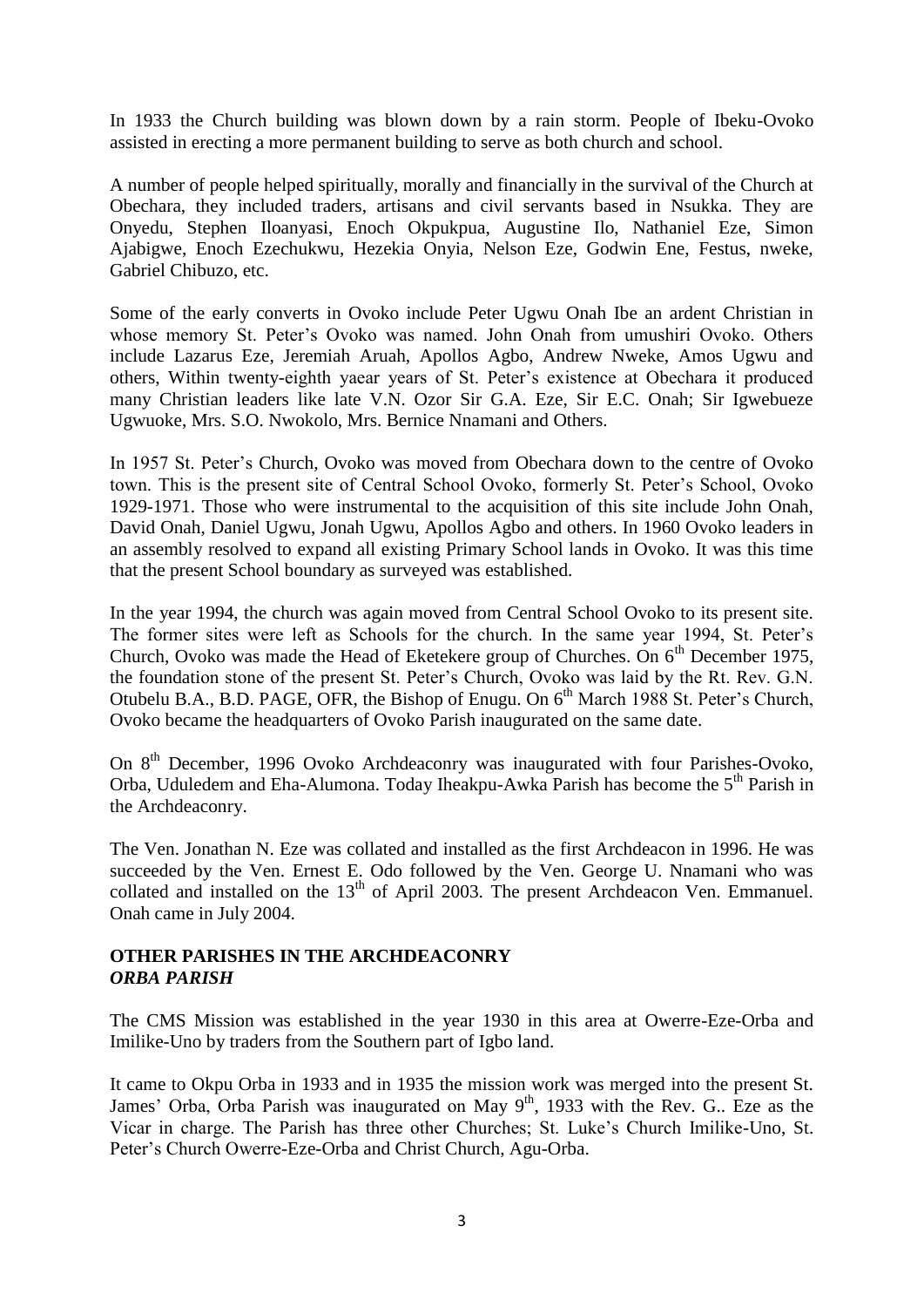In 1933 the Church building was blown down by a rain storm. People of Ibeku-Ovoko assisted in erecting a more permanent building to serve as both church and school.

A number of people helped spiritually, morally and financially in the survival of the Church at Obechara, they included traders, artisans and civil servants based in Nsukka. They are Onyedu, Stephen Iloanyasi, Enoch Okpukpua, Augustine Ilo, Nathaniel Eze, Simon Ajabigwe, Enoch Ezechukwu, Hezekia Onyia, Nelson Eze, Godwin Ene, Festus, nweke, Gabriel Chibuzo, etc.

Some of the early converts in Ovoko include Peter Ugwu Onah Ibe an ardent Christian in whose memory St. Peter's Ovoko was named. John Onah from umushiri Ovoko. Others include Lazarus Eze, Jeremiah Aruah, Apollos Agbo, Andrew Nweke, Amos Ugwu and others, Within twenty-eighth yaear years of St. Peter's existence at Obechara it produced many Christian leaders like late V.N. Ozor Sir G.A. Eze, Sir E.C. Onah; Sir Igwebueze Ugwuoke, Mrs. S.O. Nwokolo, Mrs. Bernice Nnamani and Others.

In 1957 St. Peter's Church, Ovoko was moved from Obechara down to the centre of Ovoko town. This is the present site of Central School Ovoko, formerly St. Peter's School, Ovoko 1929-1971. Those who were instrumental to the acquisition of this site include John Onah, David Onah, Daniel Ugwu, Jonah Ugwu, Apollos Agbo and others. In 1960 Ovoko leaders in an assembly resolved to expand all existing Primary School lands in Ovoko. It was this time that the present School boundary as surveyed was established.

In the year 1994, the church was again moved from Central School Ovoko to its present site. The former sites were left as Schools for the church. In the same year 1994, St. Peter's Church, Ovoko was made the Head of Eketekere group of Churches. On 6th December 1975, the foundation stone of the present St. Peter's Church, Ovoko was laid by the Rt. Rev. G.N. Otubelu B.A., B.D. PAGE, OFR, the Bishop of Enugu. On 6th March 1988 St. Peter's Church, Ovoko became the headquarters of Ovoko Parish inaugurated on the same date.

On 8th December, 1996 Ovoko Archdeaconry was inaugurated with four Parishes-Ovoko, Orba, Uduledem and Eha-Alumona. Today Iheakpu-Awka Parish has become the 5th Parish in the Archdeaconry.

The Ven. Jonathan N. Eze was collated and installed as the first Archdeacon in 1996. He was succeeded by the Ven. Ernest E. Odo followed by the Ven. George U. Nnamani who was collated and installed on the 13th of April 2003. The present Archdeacon Ven. Emmanuel. Onah came in July 2004.

## OTHER PARISHES IN THE ARCHDEACONRY

### *ORBA PARISH*

The CMS Mission was established in the year 1930 in this area at Owerre-Eze-Orba and Imilike-Uno by traders from the Southern part of Igbo land.

It came to Okpu Orba in 1933 and in 1935 the mission work was merged into the present St. James' Orba, Orba Parish was inaugurated on May 9th, 1933 with the Rev. G.. Eze as the Vicar in charge. The Parish has three other Churches; St. Luke's Church Imilike-Uno, St. Peter's Church Owerre-Eze-Orba and Christ Church, Agu-Orba.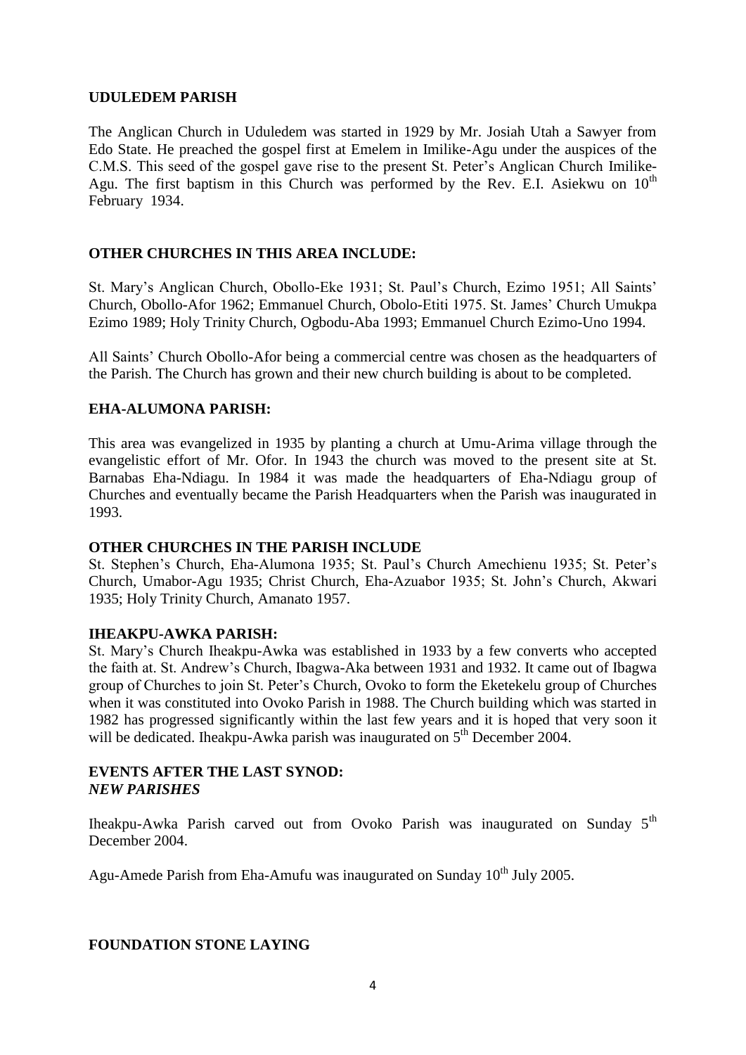## UDULEDEM PARISH

The Anglican Church in Uduledem was started in 1929 by Mr. Josiah Utah a Sawyer from Edo State. He preached the gospel first at Emelem in Imilike-Agu under the auspices of the C.M.S. This seed of the gospel gave rise to the present St. Peter's Anglican Church Imilike-Agu. The first baptism in this Church was performed by the Rev. E.I. Asiekwu on 10th February 1934.

## OTHER CHURCHES IN THIS AREA INCLUDE:

St. Mary's Anglican Church, Obollo-Eke 1931; St. Paul's Church, Ezimo 1951; All Saints' Church, Obollo-Afor 1962; Emmanuel Church, Obolo-Etiti 1975. St. James' Church Umukpa Ezimo 1989; Holy Trinity Church, Ogbodu-Aba 1993; Emmanuel Church Ezimo-Uno 1994.

All Saints' Church Obollo-Afor being a commercial centre was chosen as the headquarters of the Parish. The Church has grown and their new church building is about to be completed.

## EHA-ALUMONA PARISH:

This area was evangelized in 1935 by planting a church at Umu-Arima village through the evangelistic effort of Mr. Ofor. In 1943 the church was moved to the present site at St. Barnabas Eha-Ndiagu. In 1984 it was made the headquarters of Eha-Ndiagu group of Churches and eventually became the Parish Headquarters when the Parish was inaugurated in 1993.

## OTHER CHURCHES IN THE PARISH INCLUDE

St. Stephen's Church, Eha-Alumona 1935; St. Paul's Church Amechienu 1935; St. Peter's Church, Umabor-Agu 1935; Christ Church, Eha-Azuabor 1935; St. John's Church, Akwari 1935; Holy Trinity Church, Amanato 1957.

## IHEAKPU-AWKA PARISH:

St. Mary's Church Iheakpu-Awka was established in 1933 by a few converts who accepted the faith at. St. Andrew's Church, Ibagwa-Aka between 1931 and 1932. It came out of Ibagwa group of Churches to join St. Peter's Church, Ovoko to form the Eketekelu group of Churches when it was constituted into Ovoko Parish in 1988. The Church building which was started in 1982 has progressed significantly within the last few years and it is hoped that very soon it will be dedicated. Iheakpu-Awka parish was inaugurated on 5th December 2004.

## EVENTS AFTER THE LAST SYNOD:

### *NEW PARISHES*

Iheakpu-Awka Parish carved out from Ovoko Parish was inaugurated on Sunday 5th December 2004.

Agu-Amede Parish from Eha-Amufu was inaugurated on Sunday 10th July 2005.

## FOUNDATION STONE LAYING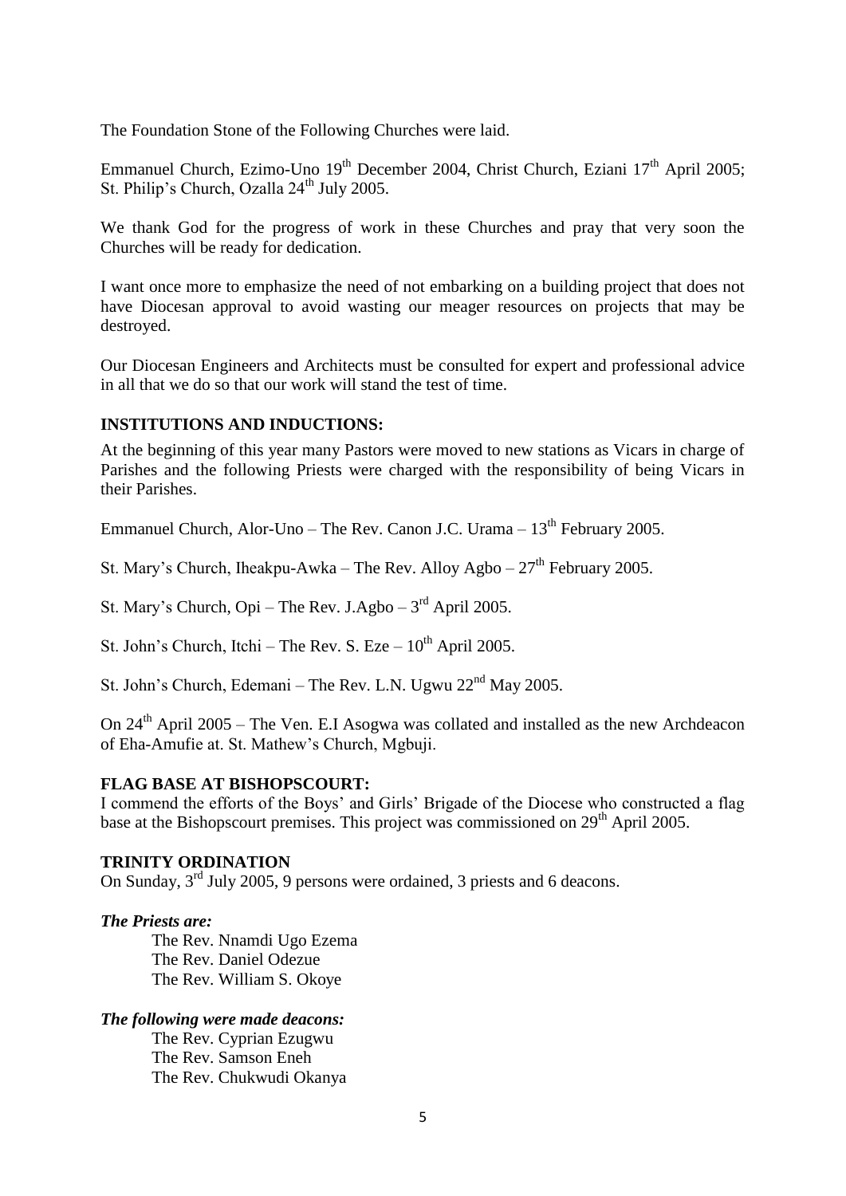The Foundation Stone of the Following Churches were laid.

Emmanuel Church, Ezimo-Uno 19th December 2004, Christ Church, Eziani 17th April 2005; St. Philip's Church, Ozalla 24th July 2005.

We thank God for the progress of work in these Churches and pray that very soon the Churches will be ready for dedication.

I want once more to emphasize the need of not embarking on a building project that does not have Diocesan approval to avoid wasting our meager resources on projects that may be destroyed.

Our Diocesan Engineers and Architects must be consulted for expert and professional advice in all that we do so that our work will stand the test of time.

**INSTITUTIONS AND INDUCTIONS:**

At the beginning of this year many Pastors were moved to new stations as Vicars in charge of Parishes and the following Priests were charged with the responsibility of being Vicars in their Parishes.

Emmanuel Church, Alor-Uno – The Rev. Canon J.C. Urama – 13th February 2005.

St. Mary's Church, Iheakpu-Awka – The Rev. Alloy Agbo – 27th February 2005.

St. Mary's Church, Opi – The Rev. J.Agbo – 3rd April 2005.

St. John's Church, Itchi – The Rev. S. Eze – 10th April 2005.

St. John's Church, Edemani – The Rev. L.N. Ugwu 22nd May 2005.

On 24th April 2005 – The Ven. E.I Asogwa was collated and installed as the new Archdeacon of Eha-Amufie at. St. Mathew's Church, Mgbuji.

**FLAG BASE AT BISHOPSCOURT:**

I commend the efforts of the Boys' and Girls' Brigade of the Diocese who constructed a flag base at the Bishopscourt premises. This project was commissioned on 29th April 2005.

**TRINITY ORDINATION**

On Sunday, 3rd July 2005, 9 persons were ordained, 3 priests and 6 deacons.

***The Priests are:***

The Rev. Nnamdi Ugo Ezema
The Rev. Daniel Odezue
The Rev. William S. Okoye

***The following were made deacons:***

The Rev. Cyprian Ezugwu
The Rev. Samson Eneh
The Rev. Chukwudi Okanya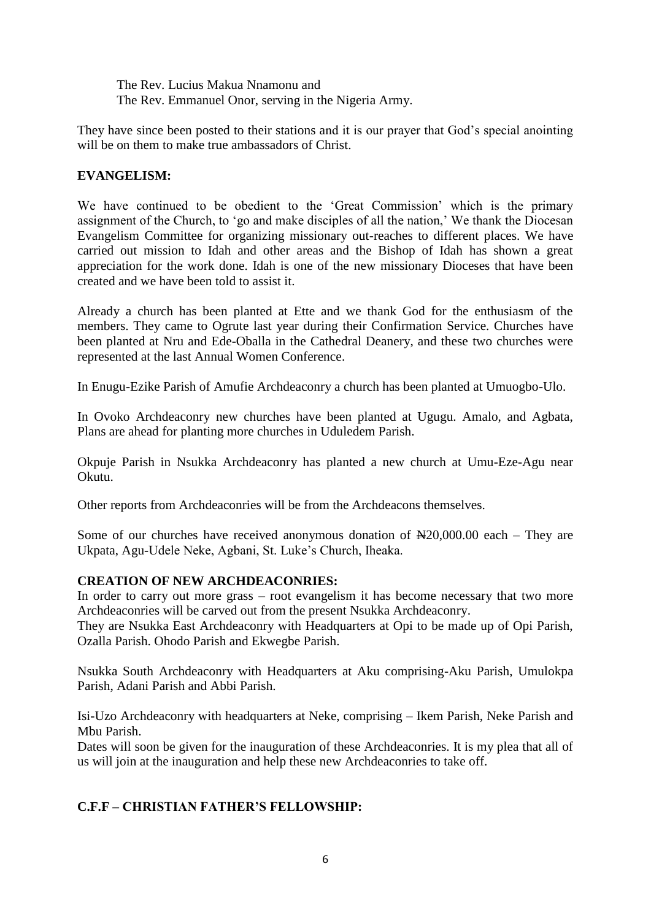The Rev. Lucius Makua Nnamonu and
The Rev. Emmanuel Onor, serving in the Nigeria Army.

They have since been posted to their stations and it is our prayer that God's special anointing will be on them to make true ambassadors of Christ.

**EVANGELISM:**

We have continued to be obedient to the 'Great Commission' which is the primary assignment of the Church, to 'go and make disciples of all the nation,' We thank the Diocesan Evangelism Committee for organizing missionary out-reaches to different places. We have carried out mission to Idah and other areas and the Bishop of Idah has shown a great appreciation for the work done. Idah is one of the new missionary Dioceses that have been created and we have been told to assist it.

Already a church has been planted at Ette and we thank God for the enthusiasm of the members. They came to Ogrute last year during their Confirmation Service. Churches have been planted at Nru and Ede-Oballa in the Cathedral Deanery, and these two churches were represented at the last Annual Women Conference.

In Enugu-Ezike Parish of Amufie Archdeaconry a church has been planted at Umuogbo-Ulo.

In Ovoko Archdeaconry new churches have been planted at Ugugu. Amalo, and Agbata, Plans are ahead for planting more churches in Uduledem Parish.

Okpuje Parish in Nsukka Archdeaconry has planted a new church at Umu-Eze-Agu near Okutu.

Other reports from Archdeaconries will be from the Archdeacons themselves.

Some of our churches have received anonymous donation of ₦20,000.00 each – They are Ukpata, Agu-Udele Neke, Agbani, St. Luke's Church, Iheaka.

**CREATION OF NEW ARCHDEACONRIES:**

In order to carry out more grass – root evangelism it has become necessary that two more Archdeaconries will be carved out from the present Nsukka Archdeaconry.
They are Nsukka East Archdeaconry with Headquarters at Opi to be made up of Opi Parish, Ozalla Parish. Ohodo Parish and Ekwegbe Parish.

Nsukka South Archdeaconry with Headquarters at Aku comprising-Aku Parish, Umulokpa Parish, Adani Parish and Abbi Parish.

Isi-Uzo Archdeaconry with headquarters at Neke, comprising – Ikem Parish, Neke Parish and Mbu Parish.
Dates will soon be given for the inauguration of these Archdeaconries. It is my plea that all of us will join at the inauguration and help these new Archdeaconries to take off.

**C.F.F – CHRISTIAN FATHER'S FELLOWSHIP:**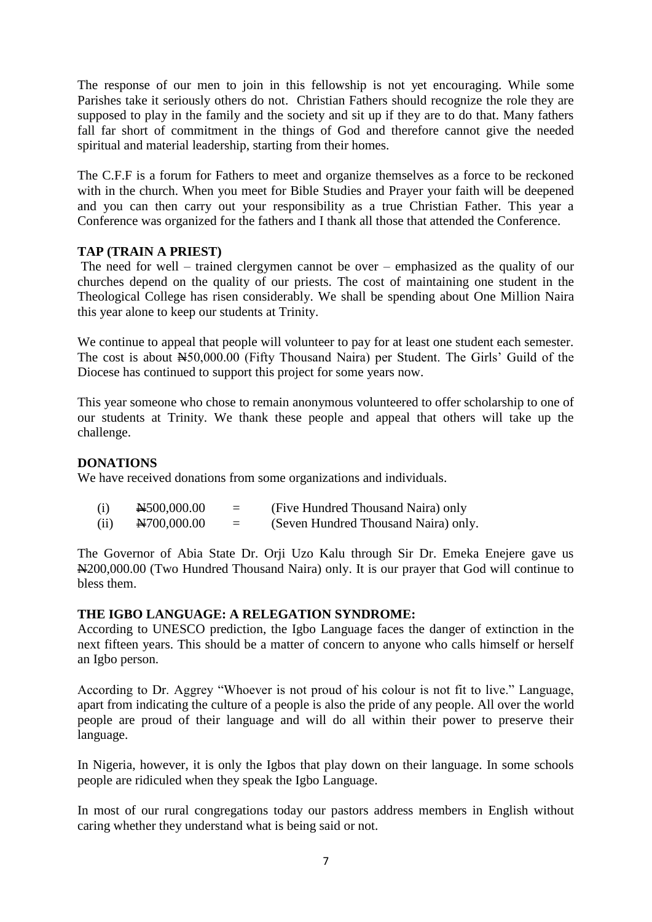The response of our men to join in this fellowship is not yet encouraging. While some Parishes take it seriously others do not. Christian Fathers should recognize the role they are supposed to play in the family and the society and sit up if they are to do that. Many fathers fall far short of commitment in the things of God and therefore cannot give the needed spiritual and material leadership, starting from their homes.

The C.F.F is a forum for Fathers to meet and organize themselves as a force to be reckoned with in the church. When you meet for Bible Studies and Prayer your faith will be deepened and you can then carry out your responsibility as a true Christian Father. This year a Conference was organized for the fathers and I thank all those that attended the Conference.

**TAP (TRAIN A PRIEST)**

The need for well – trained clergymen cannot be over – emphasized as the quality of our churches depend on the quality of our priests. The cost of maintaining one student in the Theological College has risen considerably. We shall be spending about One Million Naira this year alone to keep our students at Trinity.

We continue to appeal that people will volunteer to pay for at least one student each semester. The cost is about ₦50,000.00 (Fifty Thousand Naira) per Student. The Girls' Guild of the Diocese has continued to support this project for some years now.

This year someone who chose to remain anonymous volunteered to offer scholarship to one of our students at Trinity. We thank these people and appeal that others will take up the challenge.

**DONATIONS**

We have received donations from some organizations and individuals.

| | | | |
|---|---|---|---|
| (i) | ₦500,000.00 | = | (Five Hundred Thousand Naira) only |
| (ii) | ₦700,000.00 | = | (Seven Hundred Thousand Naira) only. |

The Governor of Abia State Dr. Orji Uzo Kalu through Sir Dr. Emeka Enejere gave us ₦200,000.00 (Two Hundred Thousand Naira) only. It is our prayer that God will continue to bless them.

**THE IGBO LANGUAGE: A RELEGATION SYNDROME:**

According to UNESCO prediction, the Igbo Language faces the danger of extinction in the next fifteen years. This should be a matter of concern to anyone who calls himself or herself an Igbo person.

According to Dr. Aggrey "Whoever is not proud of his colour is not fit to live." Language, apart from indicating the culture of a people is also the pride of any people. All over the world people are proud of their language and will do all within their power to preserve their language.

In Nigeria, however, it is only the Igbos that play down on their language. In some schools people are ridiculed when they speak the Igbo Language.

In most of our rural congregations today our pastors address members in English without caring whether they understand what is being said or not.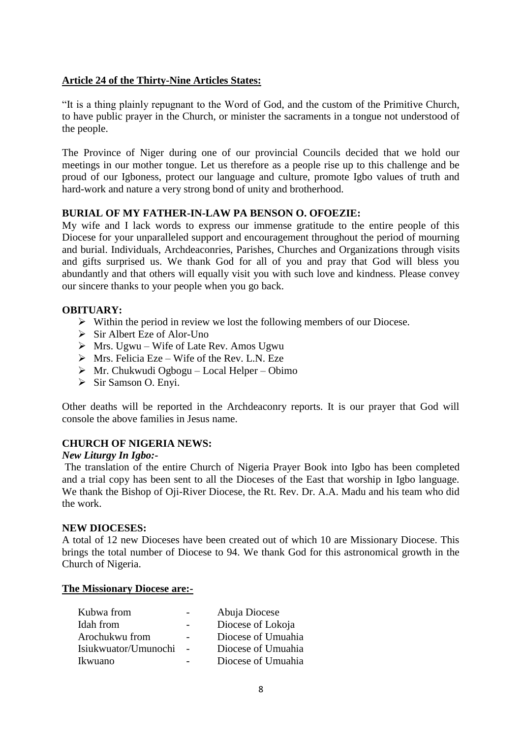**Article 24 of the Thirty-Nine Articles States:**

"It is a thing plainly repugnant to the Word of God, and the custom of the Primitive Church, to have public prayer in the Church, or minister the sacraments in a tongue not understood of the people.

The Province of Niger during one of our provincial Councils decided that we hold our meetings in our mother tongue. Let us therefore as a people rise up to this challenge and be proud of our Igboness, protect our language and culture, promote Igbo values of truth and hard-work and nature a very strong bond of unity and brotherhood.

**BURIAL OF MY FATHER-IN-LAW PA BENSON O. OFOEZIE:**

My wife and I lack words to express our immense gratitude to the entire people of this Diocese for your unparalleled support and encouragement throughout the period of mourning and burial. Individuals, Archdeaconries, Parishes, Churches and Organizations through visits and gifts surprised us. We thank God for all of you and pray that God will bless you abundantly and that others will equally visit you with such love and kindness. Please convey our sincere thanks to your people when you go back.

**OBITUARY:**

- Within the period in review we lost the following members of our Diocese.
- Sir Albert Eze of Alor-Uno
- Mrs. Ugwu – Wife of Late Rev. Amos Ugwu
- Mrs. Felicia Eze – Wife of the Rev. L.N. Eze
- Mr. Chukwudi Ogbogu – Local Helper – Obimo
- Sir Samson O. Enyi.

Other deaths will be reported in the Archdeaconry reports. It is our prayer that God will console the above families in Jesus name.

**CHURCH OF NIGERIA NEWS:**

***New Liturgy In Igbo:-***

The translation of the entire Church of Nigeria Prayer Book into Igbo has been completed and a trial copy has been sent to all the Dioceses of the East that worship in Igbo language. We thank the Bishop of Oji-River Diocese, the Rt. Rev. Dr. A.A. Madu and his team who did the work.

**NEW DIOCESES:**

A total of 12 new Dioceses have been created out of which 10 are Missionary Diocese. This brings the total number of Diocese to 94. We thank God for this astronomical growth in the Church of Nigeria.

**The Missionary Diocese are:-**

| | | |
|---|---|---|
| Kubwa from | - | Abuja Diocese |
| Idah from | - | Diocese of Lokoja |
| Arochukwu from | - | Diocese of Umuahia |
| Isiukwuator/Umunochi | - | Diocese of Umuahia |
| Ikwuano | - | Diocese of Umuahia |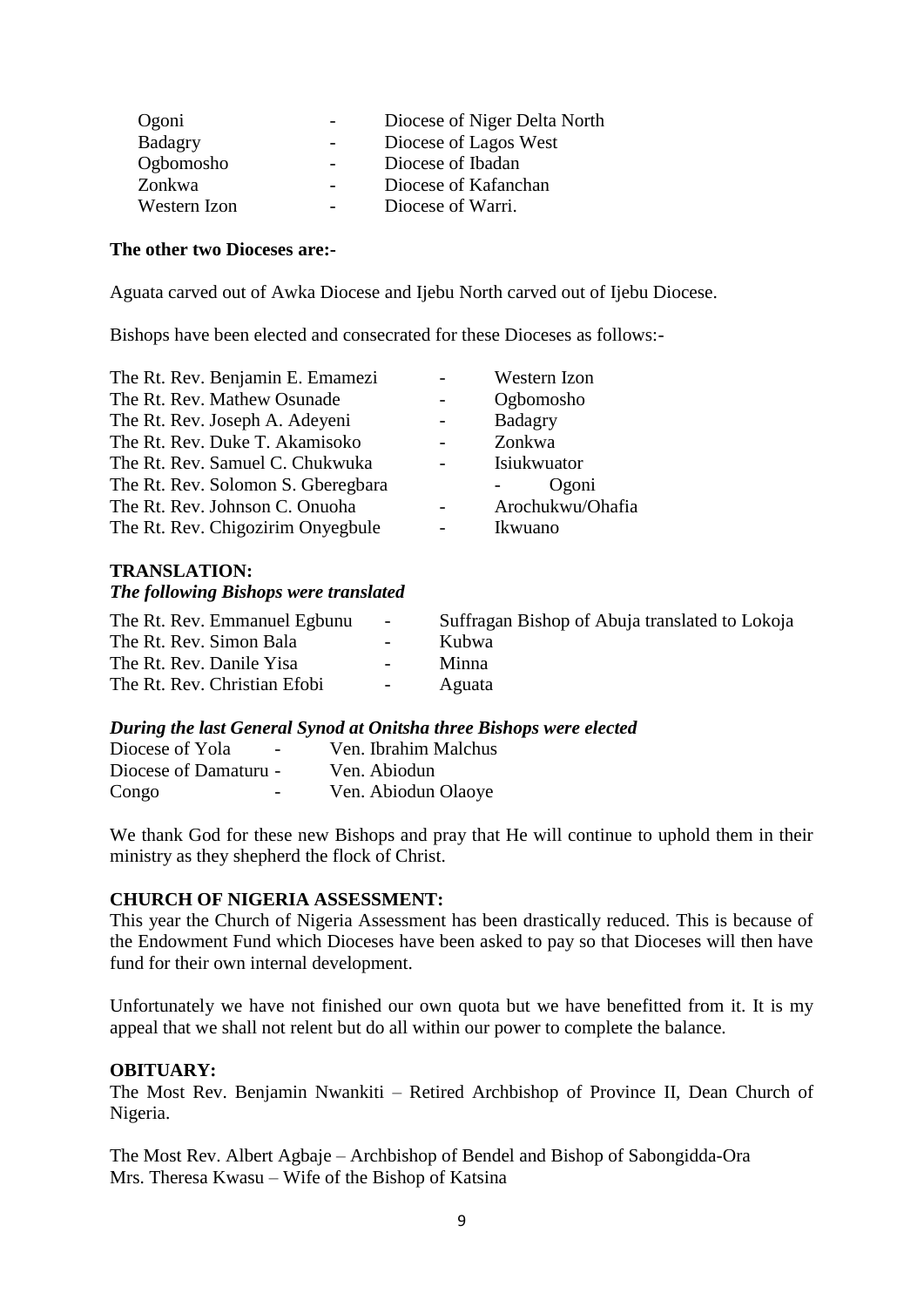| | | |
|---|---|---|
| Ogoni | - | Diocese of Niger Delta North |
| Badagry | - | Diocese of Lagos West |
| Ogbomosho | - | Diocese of Ibadan |
| Zonkwa | - | Diocese of Kafanchan |
| Western Izon | - | Diocese of Warri. |

**The other two Dioceses are:-**

Aguata carved out of Awka Diocese and Ijebu North carved out of Ijebu Diocese.

Bishops have been elected and consecrated for these Dioceses as follows:-

| | | |
|---|---|---|
| The Rt. Rev. Benjamin E. Emamezi | - | Western Izon |
| The Rt. Rev. Mathew Osunade | - | Ogbomosho |
| The Rt. Rev. Joseph A. Adeyeni | - | Badagry |
| The Rt. Rev. Duke T. Akamisoko | - | Zonkwa |
| The Rt. Rev. Samuel C. Chukwuka | - | Isiukwuator |
| The Rt. Rev. Solomon S. Gberegbara | - | Ogoni |
| The Rt. Rev. Johnson C. Onuoha | - | Arochukwu/Ohafia |
| The Rt. Rev. Chigozirim Onyegbule | - | Ikwuano |

**TRANSLATION:**

***The following Bishops were translated***

| | | |
|---|---|---|
| The Rt. Rev. Emmanuel Egbunu | - | Suffragan Bishop of Abuja translated to Lokoja |
| The Rt. Rev. Simon Bala | - | Kubwa |
| The Rt. Rev. Danile Yisa | - | Minna |
| The Rt. Rev. Christian Efobi | - | Aguata |

***During the last General Synod at Onitsha three Bishops were elected***

| | | |
|---|---|---|
| Diocese of Yola | - | Ven. Ibrahim Malchus |
| Diocese of Damaturu | - | Ven. Abiodun |
| Congo | - | Ven. Abiodun Olaoye |

We thank God for these new Bishops and pray that He will continue to uphold them in their ministry as they shepherd the flock of Christ.

**CHURCH OF NIGERIA ASSESSMENT:**

This year the Church of Nigeria Assessment has been drastically reduced. This is because of the Endowment Fund which Dioceses have been asked to pay so that Dioceses will then have fund for their own internal development.

Unfortunately we have not finished our own quota but we have benefitted from it. It is my appeal that we shall not relent but do all within our power to complete the balance.

**OBITUARY:**

The Most Rev. Benjamin Nwankiti – Retired Archbishop of Province II, Dean Church of Nigeria.

The Most Rev. Albert Agbaje – Archbishop of Bendel and Bishop of Sabongidda-Ora
Mrs. Theresa Kwasu – Wife of the Bishop of Katsina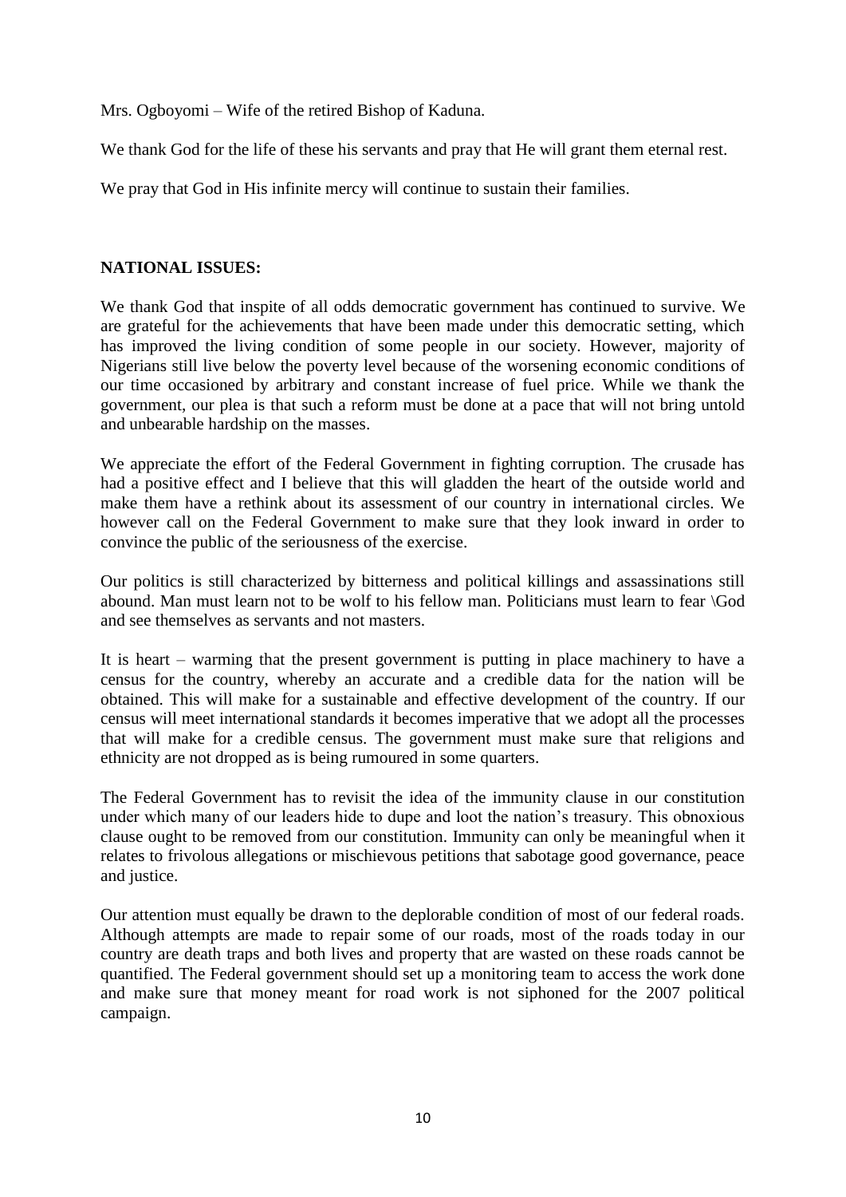Mrs. Ogboyomi – Wife of the retired Bishop of Kaduna.

We thank God for the life of these his servants and pray that He will grant them eternal rest.

We pray that God in His infinite mercy will continue to sustain their families.

**NATIONAL ISSUES:**

We thank God that inspite of all odds democratic government has continued to survive. We are grateful for the achievements that have been made under this democratic setting, which has improved the living condition of some people in our society. However, majority of Nigerians still live below the poverty level because of the worsening economic conditions of our time occasioned by arbitrary and constant increase of fuel price. While we thank the government, our plea is that such a reform must be done at a pace that will not bring untold and unbearable hardship on the masses.

We appreciate the effort of the Federal Government in fighting corruption. The crusade has had a positive effect and I believe that this will gladden the heart of the outside world and make them have a rethink about its assessment of our country in international circles. We however call on the Federal Government to make sure that they look inward in order to convince the public of the seriousness of the exercise.

Our politics is still characterized by bitterness and political killings and assassinations still abound. Man must learn not to be wolf to his fellow man. Politicians must learn to fear \God and see themselves as servants and not masters.

It is heart – warming that the present government is putting in place machinery to have a census for the country, whereby an accurate and a credible data for the nation will be obtained. This will make for a sustainable and effective development of the country. If our census will meet international standards it becomes imperative that we adopt all the processes that will make for a credible census. The government must make sure that religions and ethnicity are not dropped as is being rumoured in some quarters.

The Federal Government has to revisit the idea of the immunity clause in our constitution under which many of our leaders hide to dupe and loot the nation's treasury. This obnoxious clause ought to be removed from our constitution. Immunity can only be meaningful when it relates to frivolous allegations or mischievous petitions that sabotage good governance, peace and justice.

Our attention must equally be drawn to the deplorable condition of most of our federal roads. Although attempts are made to repair some of our roads, most of the roads today in our country are death traps and both lives and property that are wasted on these roads cannot be quantified. The Federal government should set up a monitoring team to access the work done and make sure that money meant for road work is not siphoned for the 2007 political campaign.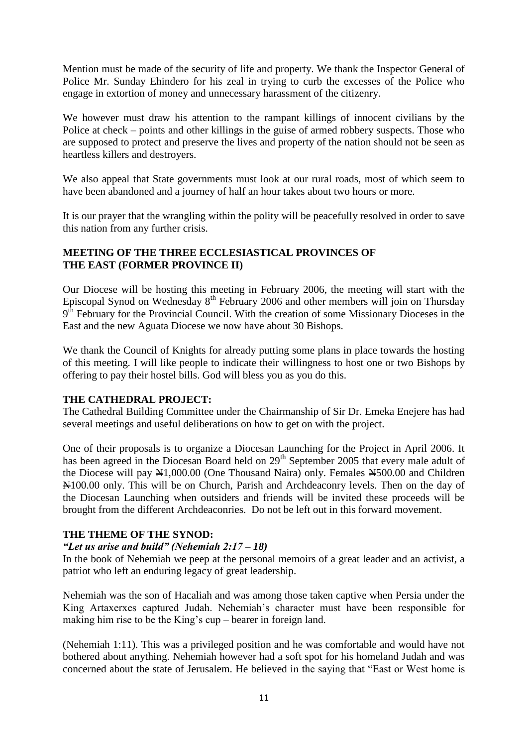Mention must be made of the security of life and property. We thank the Inspector General of Police Mr. Sunday Ehindero for his zeal in trying to curb the excesses of the Police who engage in extortion of money and unnecessary harassment of the citizenry.

We however must draw his attention to the rampant killings of innocent civilians by the Police at check – points and other killings in the guise of armed robbery suspects. Those who are supposed to protect and preserve the lives and property of the nation should not be seen as heartless killers and destroyers.

We also appeal that State governments must look at our rural roads, most of which seem to have been abandoned and a journey of half an hour takes about two hours or more.

It is our prayer that the wrangling within the polity will be peacefully resolved in order to save this nation from any further crisis.

**MEETING OF THE THREE ECCLESIASTICAL PROVINCES OF THE EAST (FORMER PROVINCE II)**

Our Diocese will be hosting this meeting in February 2006, the meeting will start with the Episcopal Synod on Wednesday 8th February 2006 and other members will join on Thursday 9th February for the Provincial Council. With the creation of some Missionary Dioceses in the East and the new Aguata Diocese we now have about 30 Bishops.

We thank the Council of Knights for already putting some plans in place towards the hosting of this meeting. I will like people to indicate their willingness to host one or two Bishops by offering to pay their hostel bills. God will bless you as you do this.

**THE CATHEDRAL PROJECT:**

The Cathedral Building Committee under the Chairmanship of Sir Dr. Emeka Enejere has had several meetings and useful deliberations on how to get on with the project.

One of their proposals is to organize a Diocesan Launching for the Project in April 2006. It has been agreed in the Diocesan Board held on 29th September 2005 that every male adult of the Diocese will pay ₦1,000.00 (One Thousand Naira) only. Females ₦500.00 and Children ₦100.00 only. This will be on Church, Parish and Archdeaconry levels. Then on the day of the Diocesan Launching when outsiders and friends will be invited these proceeds will be brought from the different Archdeaconries. Do not be left out in this forward movement.

**THE THEME OF THE SYNOD:**

***"Let us arise and build" (Nehemiah 2:17 – 18)***

In the book of Nehemiah we peep at the personal memoirs of a great leader and an activist, a patriot who left an enduring legacy of great leadership.

Nehemiah was the son of Hacaliah and was among those taken captive when Persia under the King Artaxerxes captured Judah. Nehemiah's character must have been responsible for making him rise to be the King's cup – bearer in foreign land.

(Nehemiah 1:11). This was a privileged position and he was comfortable and would have not bothered about anything. Nehemiah however had a soft spot for his homeland Judah and was concerned about the state of Jerusalem. He believed in the saying that "East or West home is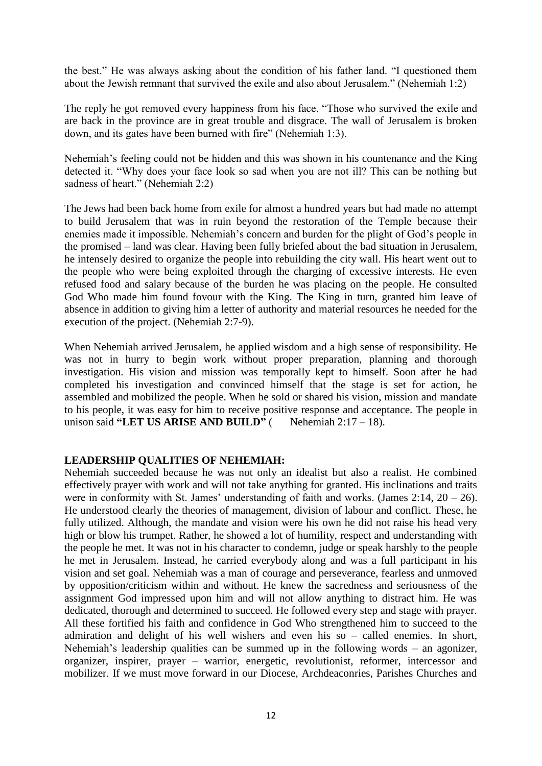the best." He was always asking about the condition of his father land. "I questioned them about the Jewish remnant that survived the exile and also about Jerusalem." (Nehemiah 1:2)

The reply he got removed every happiness from his face. "Those who survived the exile and are back in the province are in great trouble and disgrace. The wall of Jerusalem is broken down, and its gates have been burned with fire" (Nehemiah 1:3).

Nehemiah's feeling could not be hidden and this was shown in his countenance and the King detected it. "Why does your face look so sad when you are not ill? This can be nothing but sadness of heart." (Nehemiah 2:2)

The Jews had been back home from exile for almost a hundred years but had made no attempt to build Jerusalem that was in ruin beyond the restoration of the Temple because their enemies made it impossible. Nehemiah's concern and burden for the plight of God's people in the promised – land was clear. Having been fully briefed about the bad situation in Jerusalem, he intensely desired to organize the people into rebuilding the city wall. His heart went out to the people who were being exploited through the charging of excessive interests. He even refused food and salary because of the burden he was placing on the people. He consulted God Who made him found fovour with the King. The King in turn, granted him leave of absence in addition to giving him a letter of authority and material resources he needed for the execution of the project. (Nehemiah 2:7-9).

When Nehemiah arrived Jerusalem, he applied wisdom and a high sense of responsibility. He was not in hurry to begin work without proper preparation, planning and thorough investigation. His vision and mission was temporally kept to himself. Soon after he had completed his investigation and convinced himself that the stage is set for action, he assembled and mobilized the people. When he sold or shared his vision, mission and mandate to his people, it was easy for him to receive positive response and acceptance. The people in unison said **"LET US ARISE AND BUILD"** ( Nehemiah 2:17 – 18).

**LEADERSHIP QUALITIES OF NEHEMIAH:**

Nehemiah succeeded because he was not only an idealist but also a realist. He combined effectively prayer with work and will not take anything for granted. His inclinations and traits were in conformity with St. James' understanding of faith and works. (James 2:14, 20 – 26). He understood clearly the theories of management, division of labour and conflict. These, he fully utilized. Although, the mandate and vision were his own he did not raise his head very high or blow his trumpet. Rather, he showed a lot of humility, respect and understanding with the people he met. It was not in his character to condemn, judge or speak harshly to the people he met in Jerusalem. Instead, he carried everybody along and was a full participant in his vision and set goal. Nehemiah was a man of courage and perseverance, fearless and unmoved by opposition/criticism within and without. He knew the sacredness and seriousness of the assignment God impressed upon him and will not allow anything to distract him. He was dedicated, thorough and determined to succeed. He followed every step and stage with prayer. All these fortified his faith and confidence in God Who strengthened him to succeed to the admiration and delight of his well wishers and even his so – called enemies. In short, Nehemiah's leadership qualities can be summed up in the following words – an agonizer, organizer, inspirer, prayer – warrior, energetic, revolutionist, reformer, intercessor and mobilizer. If we must move forward in our Diocese, Archdeaconries, Parishes Churches and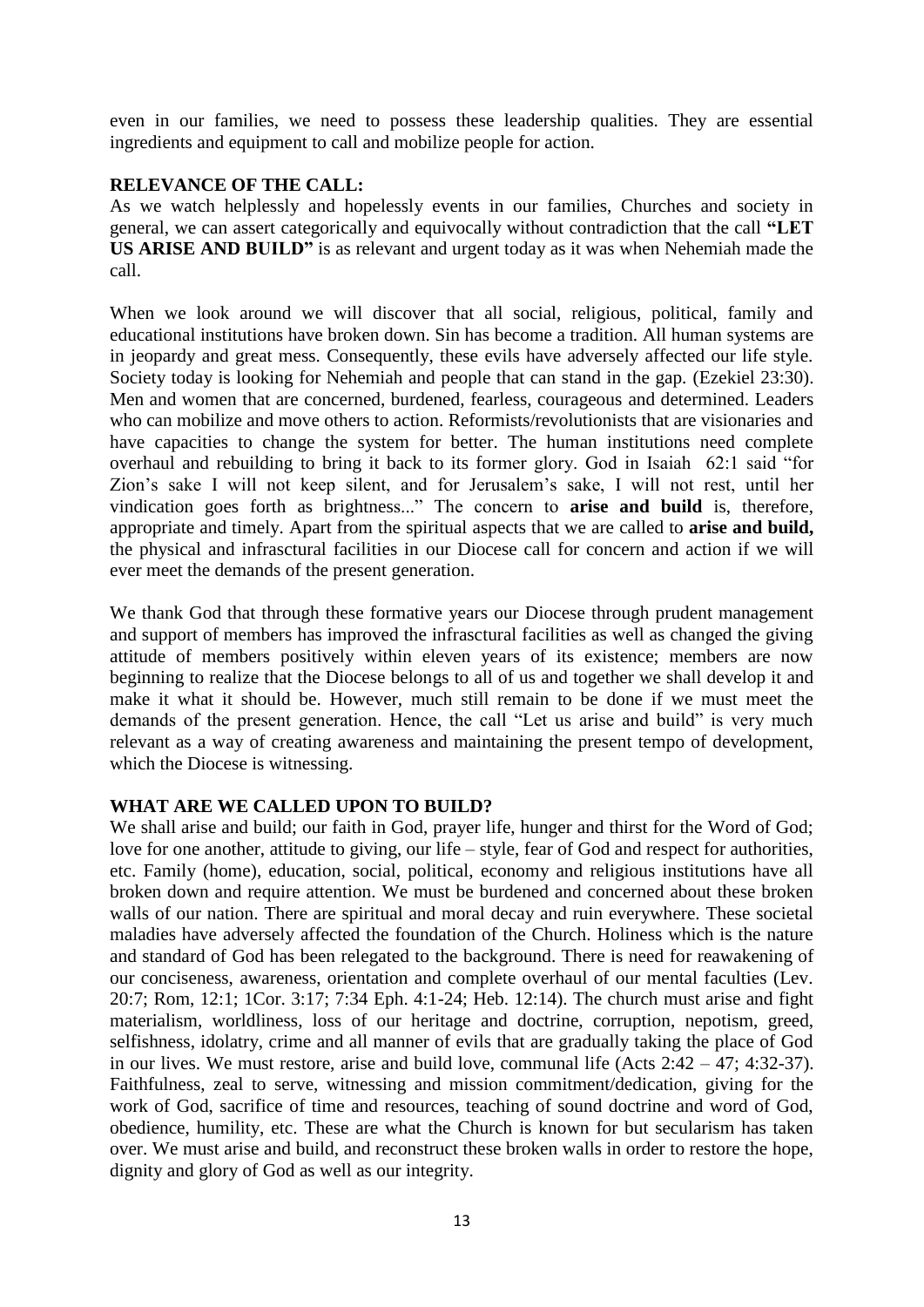even in our families, we need to possess these leadership qualities. They are essential ingredients and equipment to call and mobilize people for action.

**RELEVANCE OF THE CALL:**

As we watch helplessly and hopelessly events in our families, Churches and society in general, we can assert categorically and equivocally without contradiction that the call **"LET US ARISE AND BUILD"** is as relevant and urgent today as it was when Nehemiah made the call.

When we look around we will discover that all social, religious, political, family and educational institutions have broken down. Sin has become a tradition. All human systems are in jeopardy and great mess. Consequently, these evils have adversely affected our life style. Society today is looking for Nehemiah and people that can stand in the gap. (Ezekiel 23:30). Men and women that are concerned, burdened, fearless, courageous and determined. Leaders who can mobilize and move others to action. Reformists/revolutionists that are visionaries and have capacities to change the system for better. The human institutions need complete overhaul and rebuilding to bring it back to its former glory. God in Isaiah 62:1 said "for Zion's sake I will not keep silent, and for Jerusalem's sake, I will not rest, until her vindication goes forth as brightness..." The concern to **arise and build** is, therefore, appropriate and timely. Apart from the spiritual aspects that we are called to **arise and build,** the physical and infrasctural facilities in our Diocese call for concern and action if we will ever meet the demands of the present generation.

We thank God that through these formative years our Diocese through prudent management and support of members has improved the infrasctural facilities as well as changed the giving attitude of members positively within eleven years of its existence; members are now beginning to realize that the Diocese belongs to all of us and together we shall develop it and make it what it should be. However, much still remain to be done if we must meet the demands of the present generation. Hence, the call "Let us arise and build" is very much relevant as a way of creating awareness and maintaining the present tempo of development, which the Diocese is witnessing.

**WHAT ARE WE CALLED UPON TO BUILD?**

We shall arise and build; our faith in God, prayer life, hunger and thirst for the Word of God; love for one another, attitude to giving, our life – style, fear of God and respect for authorities, etc. Family (home), education, social, political, economy and religious institutions have all broken down and require attention. We must be burdened and concerned about these broken walls of our nation. There are spiritual and moral decay and ruin everywhere. These societal maladies have adversely affected the foundation of the Church. Holiness which is the nature and standard of God has been relegated to the background. There is need for reawakening of our conciseness, awareness, orientation and complete overhaul of our mental faculties (Lev. 20:7; Rom, 12:1; 1Cor. 3:17; 7:34 Eph. 4:1-24; Heb. 12:14). The church must arise and fight materialism, worldliness, loss of our heritage and doctrine, corruption, nepotism, greed, selfishness, idolatry, crime and all manner of evils that are gradually taking the place of God in our lives. We must restore, arise and build love, communal life (Acts 2:42 – 47; 4:32-37). Faithfulness, zeal to serve, witnessing and mission commitment/dedication, giving for the work of God, sacrifice of time and resources, teaching of sound doctrine and word of God, obedience, humility, etc. These are what the Church is known for but secularism has taken over. We must arise and build, and reconstruct these broken walls in order to restore the hope, dignity and glory of God as well as our integrity.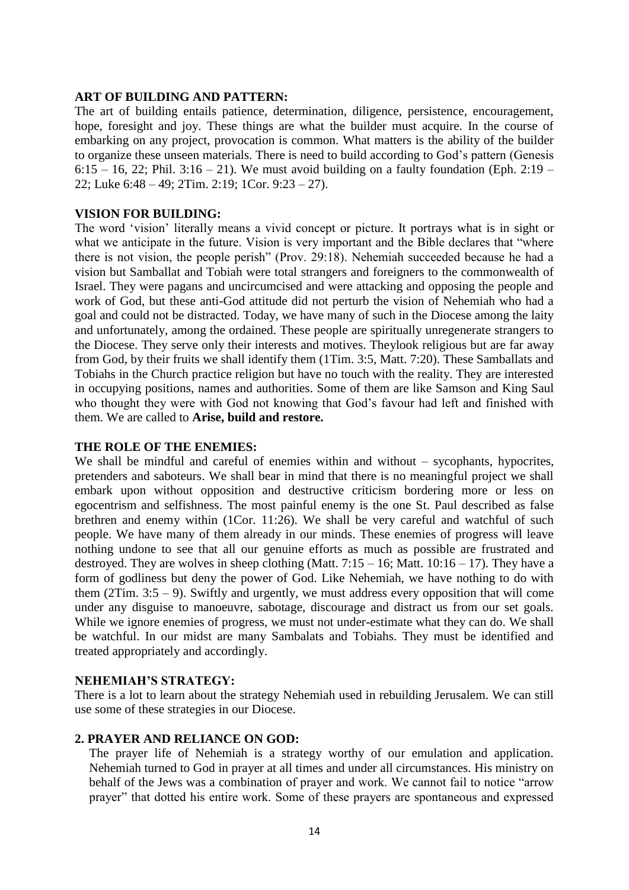**ART OF BUILDING AND PATTERN:**

The art of building entails patience, determination, diligence, persistence, encouragement, hope, foresight and joy. These things are what the builder must acquire. In the course of embarking on any project, provocation is common. What matters is the ability of the builder to organize these unseen materials. There is need to build according to God's pattern (Genesis 6:15 – 16, 22; Phil. 3:16 – 21). We must avoid building on a faulty foundation (Eph. 2:19 – 22; Luke 6:48 – 49; 2Tim. 2:19; 1Cor. 9:23 – 27).

**VISION FOR BUILDING:**

The word 'vision' literally means a vivid concept or picture. It portrays what is in sight or what we anticipate in the future. Vision is very important and the Bible declares that "where there is not vision, the people perish" (Prov. 29:18). Nehemiah succeeded because he had a vision but Samballat and Tobiah were total strangers and foreigners to the commonwealth of Israel. They were pagans and uncircumcised and were attacking and opposing the people and work of God, but these anti-God attitude did not perturb the vision of Nehemiah who had a goal and could not be distracted. Today, we have many of such in the Diocese among the laity and unfortunately, among the ordained. These people are spiritually unregenerate strangers to the Diocese. They serve only their interests and motives. Theylook religious but are far away from God, by their fruits we shall identify them (1Tim. 3:5, Matt. 7:20). These Samballats and Tobiahs in the Church practice religion but have no touch with the reality. They are interested in occupying positions, names and authorities. Some of them are like Samson and King Saul who thought they were with God not knowing that God's favour had left and finished with them. We are called to **Arise, build and restore.**

**THE ROLE OF THE ENEMIES:**

We shall be mindful and careful of enemies within and without – sycophants, hypocrites, pretenders and saboteurs. We shall bear in mind that there is no meaningful project we shall embark upon without opposition and destructive criticism bordering more or less on egocentrism and selfishness. The most painful enemy is the one St. Paul described as false brethren and enemy within (1Cor. 11:26). We shall be very careful and watchful of such people. We have many of them already in our minds. These enemies of progress will leave nothing undone to see that all our genuine efforts as much as possible are frustrated and destroyed. They are wolves in sheep clothing (Matt. 7:15 – 16; Matt. 10:16 – 17). They have a form of godliness but deny the power of God. Like Nehemiah, we have nothing to do with them (2Tim. 3:5 – 9). Swiftly and urgently, we must address every opposition that will come under any disguise to manoeuvre, sabotage, discourage and distract us from our set goals. While we ignore enemies of progress, we must not under-estimate what they can do. We shall be watchful. In our midst are many Sambalats and Tobiahs. They must be identified and treated appropriately and accordingly.

**NEHEMIAH'S STRATEGY:**

There is a lot to learn about the strategy Nehemiah used in rebuilding Jerusalem. We can still use some of these strategies in our Diocese.

**2. PRAYER AND RELIANCE ON GOD:**

The prayer life of Nehemiah is a strategy worthy of our emulation and application. Nehemiah turned to God in prayer at all times and under all circumstances. His ministry on behalf of the Jews was a combination of prayer and work. We cannot fail to notice "arrow prayer" that dotted his entire work. Some of these prayers are spontaneous and expressed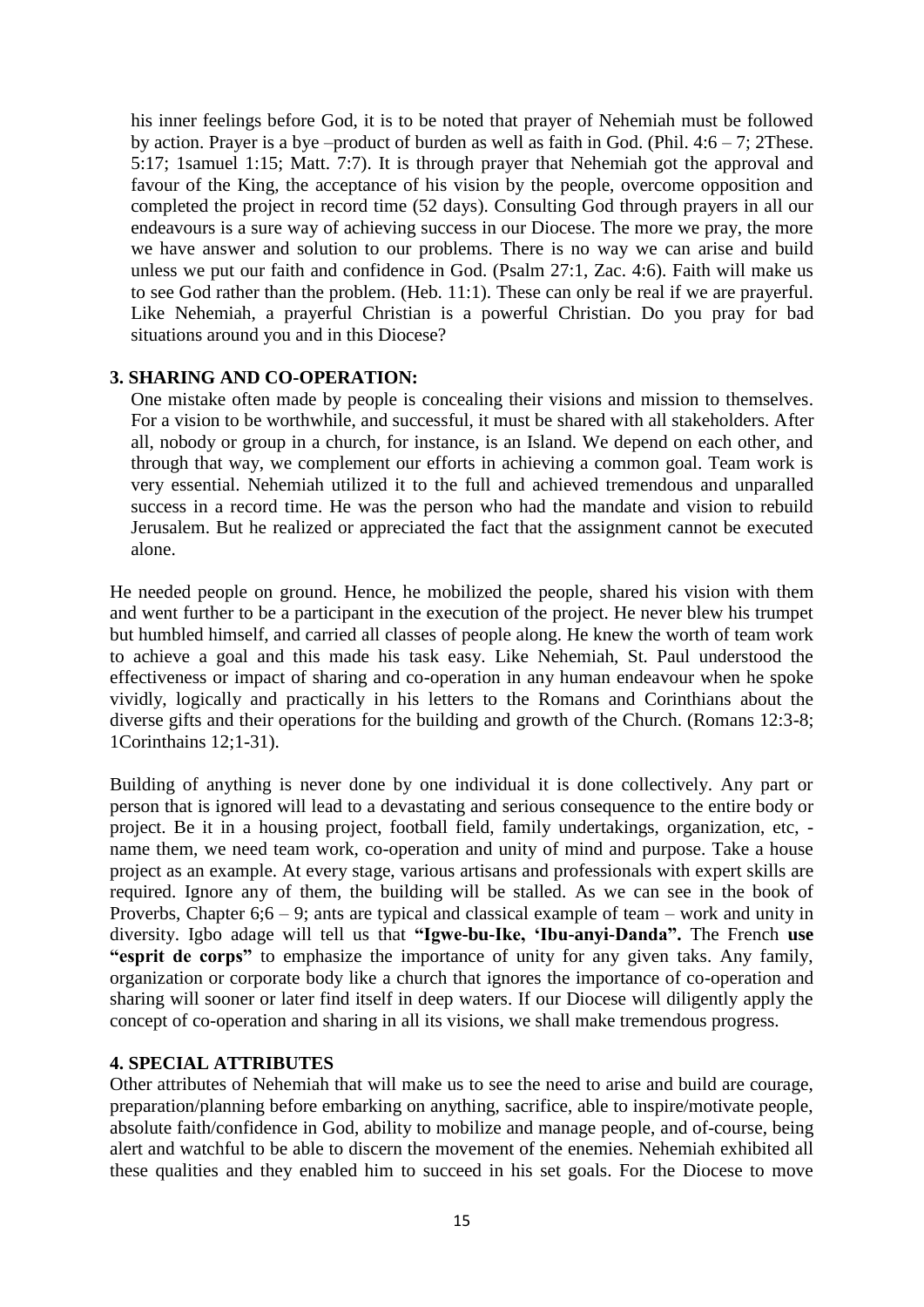his inner feelings before God, it is to be noted that prayer of Nehemiah must be followed by action. Prayer is a bye –product of burden as well as faith in God. (Phil. 4:6 – 7; 2These. 5:17; 1samuel 1:15; Matt. 7:7). It is through prayer that Nehemiah got the approval and favour of the King, the acceptance of his vision by the people, overcome opposition and completed the project in record time (52 days). Consulting God through prayers in all our endeavours is a sure way of achieving success in our Diocese. The more we pray, the more we have answer and solution to our problems. There is no way we can arise and build unless we put our faith and confidence in God. (Psalm 27:1, Zac. 4:6). Faith will make us to see God rather than the problem. (Heb. 11:1). These can only be real if we are prayerful. Like Nehemiah, a prayerful Christian is a powerful Christian. Do you pray for bad situations around you and in this Diocese?

**3. SHARING AND CO-OPERATION:**

One mistake often made by people is concealing their visions and mission to themselves. For a vision to be worthwhile, and successful, it must be shared with all stakeholders. After all, nobody or group in a church, for instance, is an Island. We depend on each other, and through that way, we complement our efforts in achieving a common goal. Team work is very essential. Nehemiah utilized it to the full and achieved tremendous and unparalled success in a record time. He was the person who had the mandate and vision to rebuild Jerusalem. But he realized or appreciated the fact that the assignment cannot be executed alone.

He needed people on ground. Hence, he mobilized the people, shared his vision with them and went further to be a participant in the execution of the project. He never blew his trumpet but humbled himself, and carried all classes of people along. He knew the worth of team work to achieve a goal and this made his task easy. Like Nehemiah, St. Paul understood the effectiveness or impact of sharing and co-operation in any human endeavour when he spoke vividly, logically and practically in his letters to the Romans and Corinthians about the diverse gifts and their operations for the building and growth of the Church. (Romans 12:3-8; 1Corinthains 12;1-31).

Building of anything is never done by one individual it is done collectively. Any part or person that is ignored will lead to a devastating and serious consequence to the entire body or project. Be it in a housing project, football field, family undertakings, organization, etc, - name them, we need team work, co-operation and unity of mind and purpose. Take a house project as an example. At every stage, various artisans and professionals with expert skills are required. Ignore any of them, the building will be stalled. As we can see in the book of Proverbs, Chapter 6;6 – 9; ants are typical and classical example of team – work and unity in diversity. Igbo adage will tell us that **"Igwe-bu-Ike, 'Ibu-anyi-Danda".** The French **use "esprit de corps"** to emphasize the importance of unity for any given taks. Any family, organization or corporate body like a church that ignores the importance of co-operation and sharing will sooner or later find itself in deep waters. If our Diocese will diligently apply the concept of co-operation and sharing in all its visions, we shall make tremendous progress.

**4. SPECIAL ATTRIBUTES**

Other attributes of Nehemiah that will make us to see the need to arise and build are courage, preparation/planning before embarking on anything, sacrifice, able to inspire/motivate people, absolute faith/confidence in God, ability to mobilize and manage people, and of-course, being alert and watchful to be able to discern the movement of the enemies. Nehemiah exhibited all these qualities and they enabled him to succeed in his set goals. For the Diocese to move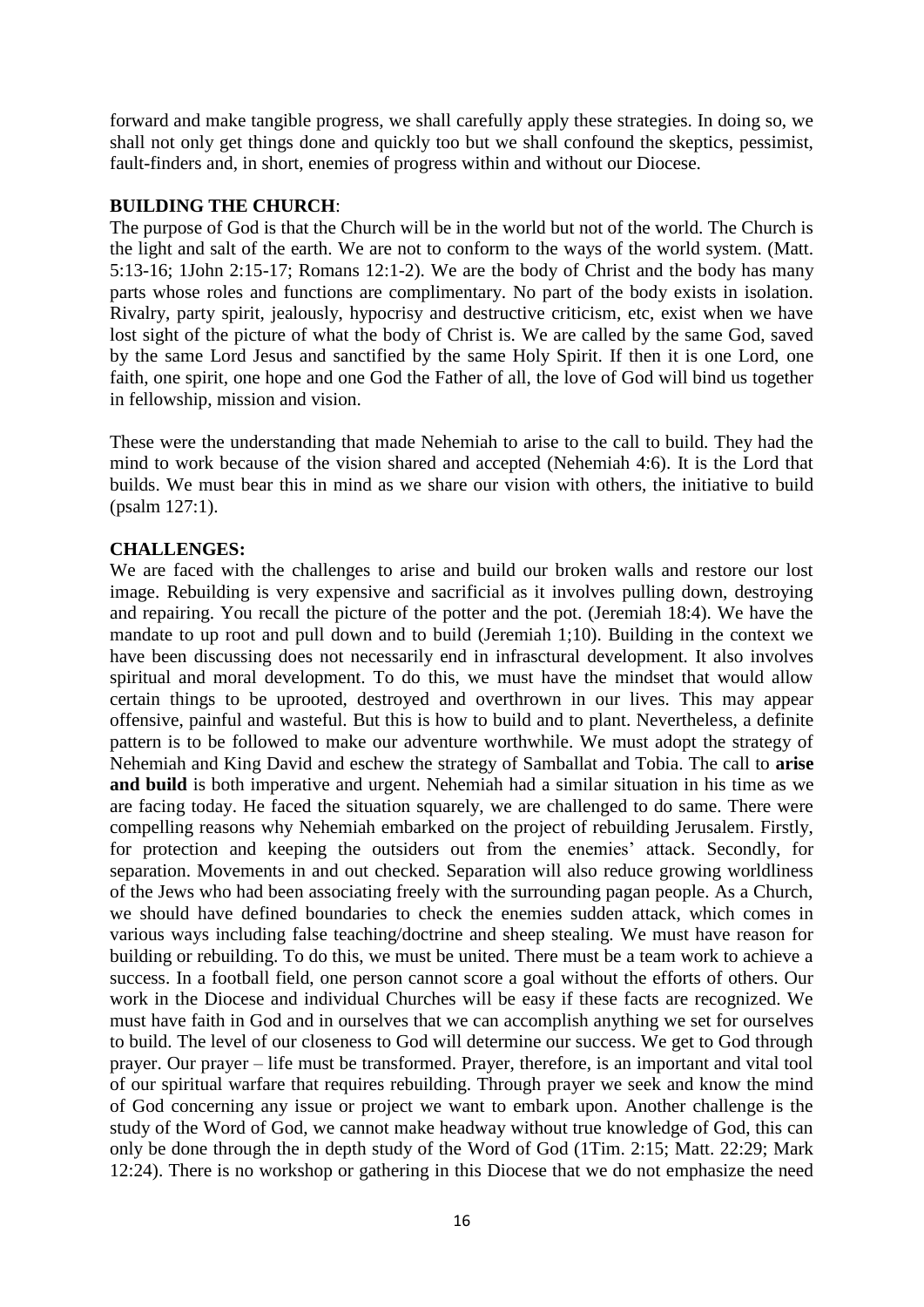forward and make tangible progress, we shall carefully apply these strategies. In doing so, we shall not only get things done and quickly too but we shall confound the skeptics, pessimist, fault-finders and, in short, enemies of progress within and without our Diocese.

**BUILDING THE CHURCH**:

The purpose of God is that the Church will be in the world but not of the world. The Church is the light and salt of the earth. We are not to conform to the ways of the world system. (Matt. 5:13-16; 1John 2:15-17; Romans 12:1-2). We are the body of Christ and the body has many parts whose roles and functions are complimentary. No part of the body exists in isolation. Rivalry, party spirit, jealously, hypocrisy and destructive criticism, etc, exist when we have lost sight of the picture of what the body of Christ is. We are called by the same God, saved by the same Lord Jesus and sanctified by the same Holy Spirit. If then it is one Lord, one faith, one spirit, one hope and one God the Father of all, the love of God will bind us together in fellowship, mission and vision.

These were the understanding that made Nehemiah to arise to the call to build. They had the mind to work because of the vision shared and accepted (Nehemiah 4:6). It is the Lord that builds. We must bear this in mind as we share our vision with others, the initiative to build (psalm 127:1).

**CHALLENGES:**

We are faced with the challenges to arise and build our broken walls and restore our lost image. Rebuilding is very expensive and sacrificial as it involves pulling down, destroying and repairing. You recall the picture of the potter and the pot. (Jeremiah 18:4). We have the mandate to up root and pull down and to build (Jeremiah 1;10). Building in the context we have been discussing does not necessarily end in infrasctural development. It also involves spiritual and moral development. To do this, we must have the mindset that would allow certain things to be uprooted, destroyed and overthrown in our lives. This may appear offensive, painful and wasteful. But this is how to build and to plant. Nevertheless, a definite pattern is to be followed to make our adventure worthwhile. We must adopt the strategy of Nehemiah and King David and eschew the strategy of Samballat and Tobia. The call to **arise and build** is both imperative and urgent. Nehemiah had a similar situation in his time as we are facing today. He faced the situation squarely, we are challenged to do same. There were compelling reasons why Nehemiah embarked on the project of rebuilding Jerusalem. Firstly, for protection and keeping the outsiders out from the enemies' attack. Secondly, for separation. Movements in and out checked. Separation will also reduce growing worldliness of the Jews who had been associating freely with the surrounding pagan people. As a Church, we should have defined boundaries to check the enemies sudden attack, which comes in various ways including false teaching/doctrine and sheep stealing. We must have reason for building or rebuilding. To do this, we must be united. There must be a team work to achieve a success. In a football field, one person cannot score a goal without the efforts of others. Our work in the Diocese and individual Churches will be easy if these facts are recognized. We must have faith in God and in ourselves that we can accomplish anything we set for ourselves to build. The level of our closeness to God will determine our success. We get to God through prayer. Our prayer – life must be transformed. Prayer, therefore, is an important and vital tool of our spiritual warfare that requires rebuilding. Through prayer we seek and know the mind of God concerning any issue or project we want to embark upon. Another challenge is the study of the Word of God, we cannot make headway without true knowledge of God, this can only be done through the in depth study of the Word of God (1Tim. 2:15; Matt. 22:29; Mark 12:24). There is no workshop or gathering in this Diocese that we do not emphasize the need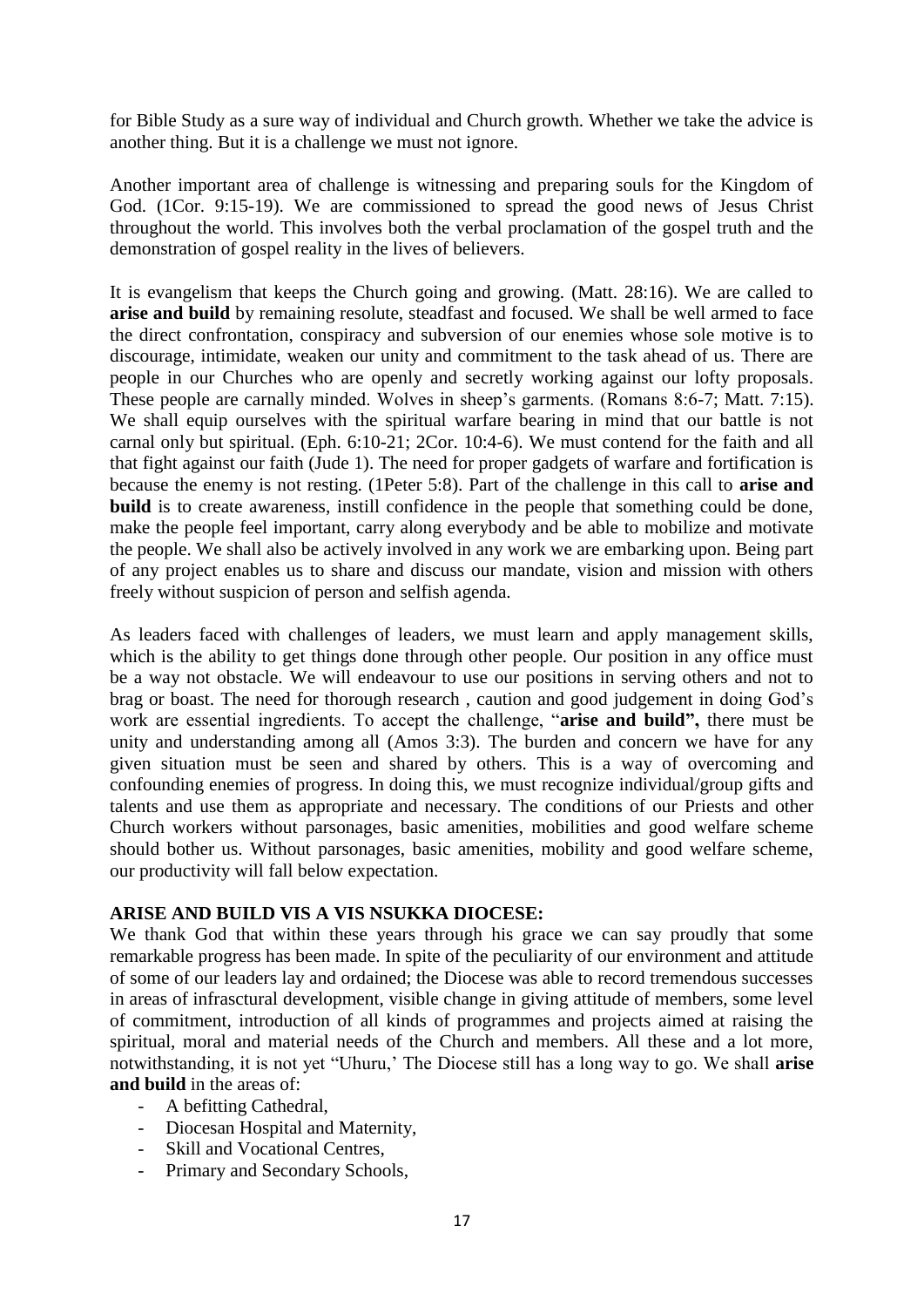for Bible Study as a sure way of individual and Church growth. Whether we take the advice is another thing. But it is a challenge we must not ignore.

Another important area of challenge is witnessing and preparing souls for the Kingdom of God. (1Cor. 9:15-19). We are commissioned to spread the good news of Jesus Christ throughout the world. This involves both the verbal proclamation of the gospel truth and the demonstration of gospel reality in the lives of believers.

It is evangelism that keeps the Church going and growing. (Matt. 28:16). We are called to **arise and build** by remaining resolute, steadfast and focused. We shall be well armed to face the direct confrontation, conspiracy and subversion of our enemies whose sole motive is to discourage, intimidate, weaken our unity and commitment to the task ahead of us. There are people in our Churches who are openly and secretly working against our lofty proposals. These people are carnally minded. Wolves in sheep's garments. (Romans 8:6-7; Matt. 7:15). We shall equip ourselves with the spiritual warfare bearing in mind that our battle is not carnal only but spiritual. (Eph. 6:10-21; 2Cor. 10:4-6). We must contend for the faith and all that fight against our faith (Jude 1). The need for proper gadgets of warfare and fortification is because the enemy is not resting. (1Peter 5:8). Part of the challenge in this call to **arise and build** is to create awareness, instill confidence in the people that something could be done, make the people feel important, carry along everybody and be able to mobilize and motivate the people. We shall also be actively involved in any work we are embarking upon. Being part of any project enables us to share and discuss our mandate, vision and mission with others freely without suspicion of person and selfish agenda.

As leaders faced with challenges of leaders, we must learn and apply management skills, which is the ability to get things done through other people. Our position in any office must be a way not obstacle. We will endeavour to use our positions in serving others and not to brag or boast. The need for thorough research , caution and good judgement in doing God's work are essential ingredients. To accept the challenge, "**arise and build",** there must be unity and understanding among all (Amos 3:3). The burden and concern we have for any given situation must be seen and shared by others. This is a way of overcoming and confounding enemies of progress. In doing this, we must recognize individual/group gifts and talents and use them as appropriate and necessary. The conditions of our Priests and other Church workers without parsonages, basic amenities, mobilities and good welfare scheme should bother us. Without parsonages, basic amenities, mobility and good welfare scheme, our productivity will fall below expectation.

**ARISE AND BUILD VIS A VIS NSUKKA DIOCESE:**

We thank God that within these years through his grace we can say proudly that some remarkable progress has been made. In spite of the peculiarity of our environment and attitude of some of our leaders lay and ordained; the Diocese was able to record tremendous successes in areas of infrasctural development, visible change in giving attitude of members, some level of commitment, introduction of all kinds of programmes and projects aimed at raising the spiritual, moral and material needs of the Church and members. All these and a lot more, notwithstanding, it is not yet "Uhuru,' The Diocese still has a long way to go. We shall **arise and build** in the areas of:

- A befitting Cathedral,
- Diocesan Hospital and Maternity,
- Skill and Vocational Centres,
- Primary and Secondary Schools,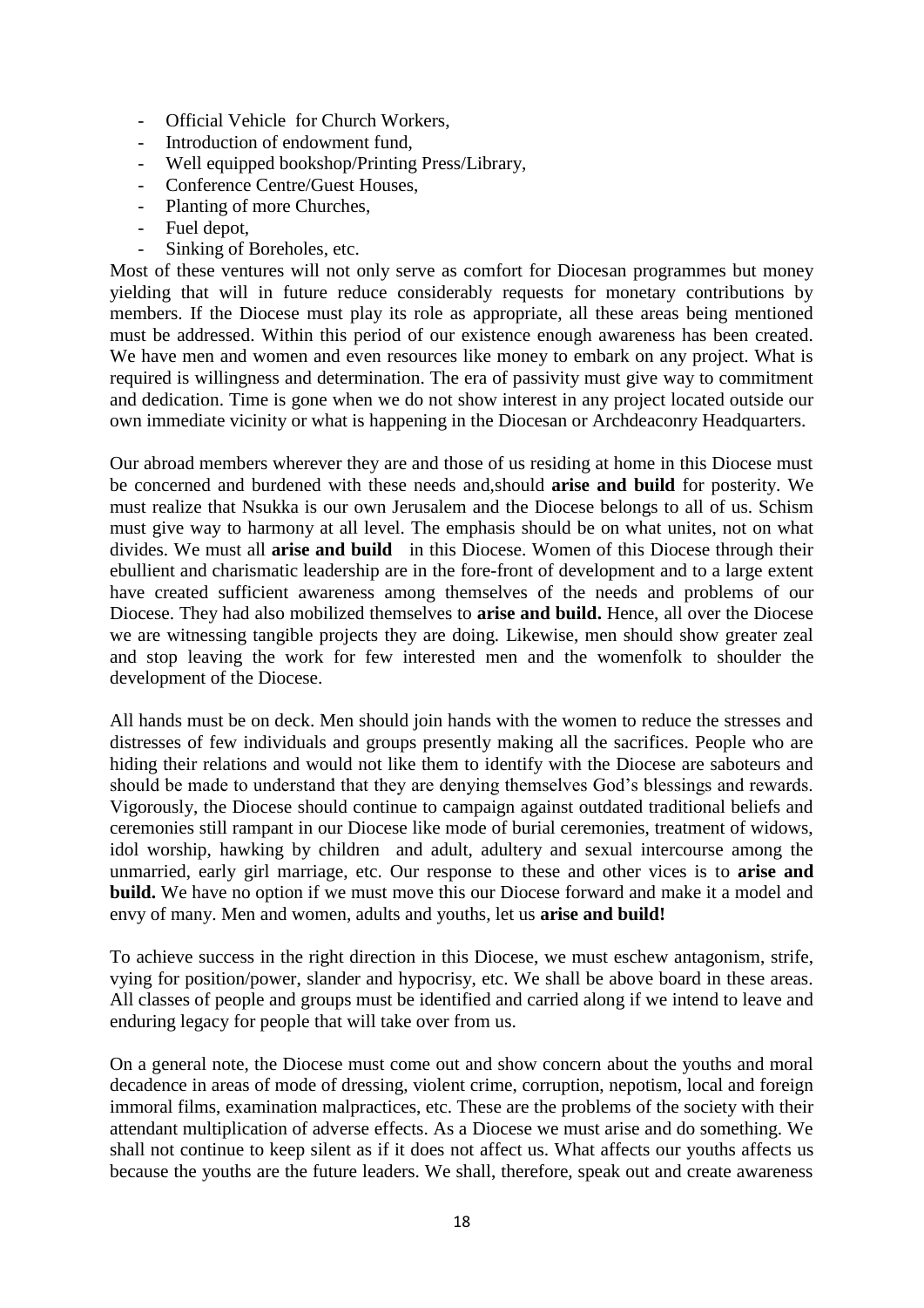- Official Vehicle for Church Workers,
- Introduction of endowment fund,
- Well equipped bookshop/Printing Press/Library,
- Conference Centre/Guest Houses,
- Planting of more Churches,
- Fuel depot,
- Sinking of Boreholes, etc.

Most of these ventures will not only serve as comfort for Diocesan programmes but money yielding that will in future reduce considerably requests for monetary contributions by members. If the Diocese must play its role as appropriate, all these areas being mentioned must be addressed. Within this period of our existence enough awareness has been created. We have men and women and even resources like money to embark on any project. What is required is willingness and determination. The era of passivity must give way to commitment and dedication. Time is gone when we do not show interest in any project located outside our own immediate vicinity or what is happening in the Diocesan or Archdeaconry Headquarters.

Our abroad members wherever they are and those of us residing at home in this Diocese must be concerned and burdened with these needs and,should **arise and build** for posterity. We must realize that Nsukka is our own Jerusalem and the Diocese belongs to all of us. Schism must give way to harmony at all level. The emphasis should be on what unites, not on what divides. We must all **arise and build** in this Diocese. Women of this Diocese through their ebullient and charismatic leadership are in the fore-front of development and to a large extent have created sufficient awareness among themselves of the needs and problems of our Diocese. They had also mobilized themselves to **arise and build.** Hence, all over the Diocese we are witnessing tangible projects they are doing. Likewise, men should show greater zeal and stop leaving the work for few interested men and the womenfolk to shoulder the development of the Diocese.

All hands must be on deck. Men should join hands with the women to reduce the stresses and distresses of few individuals and groups presently making all the sacrifices. People who are hiding their relations and would not like them to identify with the Diocese are saboteurs and should be made to understand that they are denying themselves God's blessings and rewards. Vigorously, the Diocese should continue to campaign against outdated traditional beliefs and ceremonies still rampant in our Diocese like mode of burial ceremonies, treatment of widows, idol worship, hawking by children and adult, adultery and sexual intercourse among the unmarried, early girl marriage, etc. Our response to these and other vices is to **arise and build.** We have no option if we must move this our Diocese forward and make it a model and envy of many. Men and women, adults and youths, let us **arise and build!**

To achieve success in the right direction in this Diocese, we must eschew antagonism, strife, vying for position/power, slander and hypocrisy, etc. We shall be above board in these areas. All classes of people and groups must be identified and carried along if we intend to leave and enduring legacy for people that will take over from us.

On a general note, the Diocese must come out and show concern about the youths and moral decadence in areas of mode of dressing, violent crime, corruption, nepotism, local and foreign immoral films, examination malpractices, etc. These are the problems of the society with their attendant multiplication of adverse effects. As a Diocese we must arise and do something. We shall not continue to keep silent as if it does not affect us. What affects our youths affects us because the youths are the future leaders. We shall, therefore, speak out and create awareness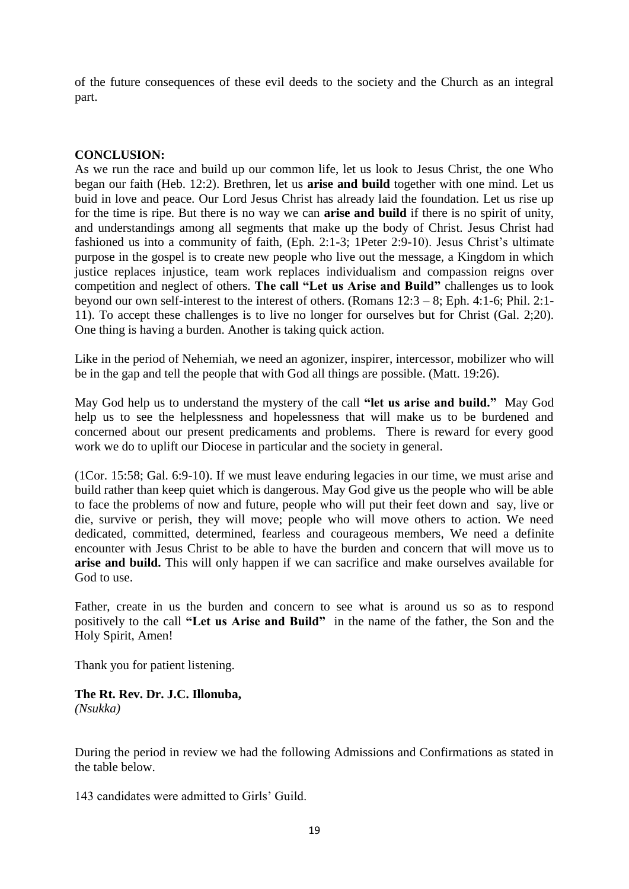of the future consequences of these evil deeds to the society and the Church as an integral part.

**CONCLUSION:**

As we run the race and build up our common life, let us look to Jesus Christ, the one Who began our faith (Heb. 12:2). Brethren, let us **arise and build** together with one mind. Let us buid in love and peace. Our Lord Jesus Christ has already laid the foundation. Let us rise up for the time is ripe. But there is no way we can **arise and build** if there is no spirit of unity, and understandings among all segments that make up the body of Christ. Jesus Christ had fashioned us into a community of faith, (Eph. 2:1-3; 1Peter 2:9-10). Jesus Christ's ultimate purpose in the gospel is to create new people who live out the message, a Kingdom in which justice replaces injustice, team work replaces individualism and compassion reigns over competition and neglect of others. **The call "Let us Arise and Build"** challenges us to look beyond our own self-interest to the interest of others. (Romans 12:3 – 8; Eph. 4:1-6; Phil. 2:1-11). To accept these challenges is to live no longer for ourselves but for Christ (Gal. 2;20). One thing is having a burden. Another is taking quick action.

Like in the period of Nehemiah, we need an agonizer, inspirer, intercessor, mobilizer who will be in the gap and tell the people that with God all things are possible. (Matt. 19:26).

May God help us to understand the mystery of the call **"let us arise and build."** May God help us to see the helplessness and hopelessness that will make us to be burdened and concerned about our present predicaments and problems. There is reward for every good work we do to uplift our Diocese in particular and the society in general.

(1Cor. 15:58; Gal. 6:9-10). If we must leave enduring legacies in our time, we must arise and build rather than keep quiet which is dangerous. May God give us the people who will be able to face the problems of now and future, people who will put their feet down and say, live or die, survive or perish, they will move; people who will move others to action. We need dedicated, committed, determined, fearless and courageous members, We need a definite encounter with Jesus Christ to be able to have the burden and concern that will move us to **arise and build.** This will only happen if we can sacrifice and make ourselves available for God to use.

Father, create in us the burden and concern to see what is around us so as to respond positively to the call **"Let us Arise and Build"** in the name of the father, the Son and the Holy Spirit, Amen!

Thank you for patient listening.

**The Rt. Rev. Dr. J.C. Illonuba,**
*(Nsukka)*

During the period in review we had the following Admissions and Confirmations as stated in the table below.

143 candidates were admitted to Girls' Guild.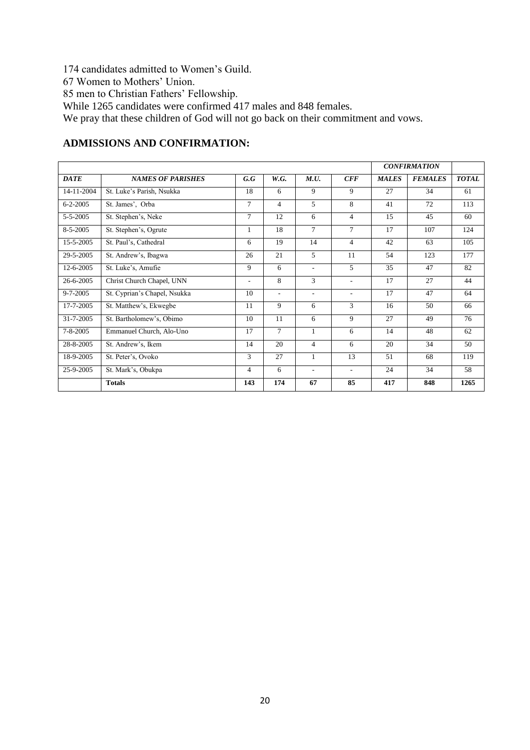174 candidates admitted to Women's Guild.
67 Women to Mothers' Union.
85 men to Christian Fathers' Fellowship.
While 1265 candidates were confirmed 417 males and 848 females.
We pray that these children of God will not go back on their commitment and vows.

## ADMISSIONS AND CONFIRMATION:

| | | | | | | ***CONFIRMATION*** | | |
|---|---|---|---|---|---|---|---|---|
| ***DATE*** | ***NAMES OF PARISHES*** | ***G.G*** | ***W.G.*** | ***M.U.*** | ***CFF*** | ***MALES*** | ***FEMALES*** | ***TOTAL*** |
| 14-11-2004 | St. Luke's Parish, Nsukka | 18 | 6 | 9 | 9 | 27 | 34 | 61 |
| 6-2-2005 | St. James', Orba | 7 | 4 | 5 | 8 | 41 | 72 | 113 |
| 5-5-2005 | St. Stephen's, Neke | 7 | 12 | 6 | 4 | 15 | 45 | 60 |
| 8-5-2005 | St. Stephen's, Ogrute | 1 | 18 | 7 | 7 | 17 | 107 | 124 |
| 15-5-2005 | St. Paul's, Cathedral | 6 | 19 | 14 | 4 | 42 | 63 | 105 |
| 29-5-2005 | St. Andrew's, Ibagwa | 26 | 21 | 5 | 11 | 54 | 123 | 177 |
| 12-6-2005 | St. Luke's, Amufie | 9 | 6 | - | 5 | 35 | 47 | 82 |
| 26-6-2005 | Christ Church Chapel, UNN | - | 8 | 3 | - | 17 | 27 | 44 |
| 9-7-2005 | St. Cyprian's Chapel, Nsukka | 10 | - | - | - | 17 | 47 | 64 |
| 17-7-2005 | St. Matthew's, Ekwegbe | 11 | 9 | 6 | 3 | 16 | 50 | 66 |
| 31-7-2005 | St. Bartholomew's, Obimo | 10 | 11 | 6 | 9 | 27 | 49 | 76 |
| 7-8-2005 | Emmanuel Church, Alo-Uno | 17 | 7 | 1 | 6 | 14 | 48 | 62 |
| 28-8-2005 | St. Andrew's, Ikem | 14 | 20 | 4 | 6 | 20 | 34 | 50 |
| 18-9-2005 | St. Peter's, Ovoko | 3 | 27 | 1 | 13 | 51 | 68 | 119 |
| 25-9-2005 | St. Mark's, Obukpa | 4 | 6 | - | - | 24 | 34 | 58 |
| | **Totals** | **143** | **174** | **67** | **85** | **417** | **848** | **1265** |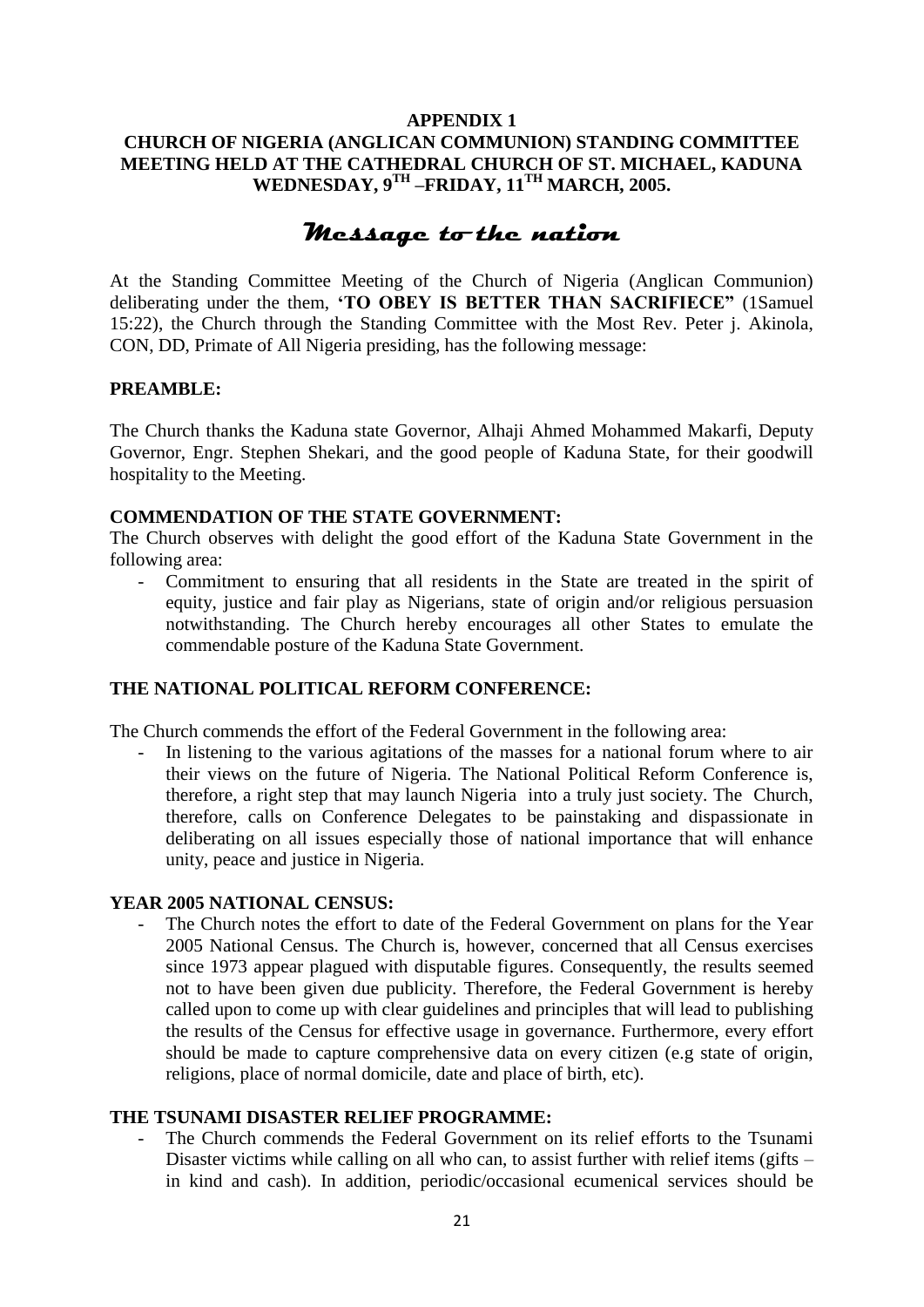**APPENDIX 1**

**CHURCH OF NIGERIA (ANGLICAN COMMUNION) STANDING COMMITTEE MEETING HELD AT THE CATHEDRAL CHURCH OF ST. MICHAEL, KADUNA WEDNESDAY, 9TH –FRIDAY, 11TH MARCH, 2005.**

# Message to the nation

At the Standing Committee Meeting of the Church of Nigeria (Anglican Communion) deliberating under the them, **'TO OBEY IS BETTER THAN SACRIFIECE"** (1Samuel 15:22), the Church through the Standing Committee with the Most Rev. Peter j. Akinola, CON, DD, Primate of All Nigeria presiding, has the following message:

**PREAMBLE:**

The Church thanks the Kaduna state Governor, Alhaji Ahmed Mohammed Makarfi, Deputy Governor, Engr. Stephen Shekari, and the good people of Kaduna State, for their goodwill hospitality to the Meeting.

**COMMENDATION OF THE STATE GOVERNMENT:**

The Church observes with delight the good effort of the Kaduna State Government in the following area:

- Commitment to ensuring that all residents in the State are treated in the spirit of equity, justice and fair play as Nigerians, state of origin and/or religious persuasion notwithstanding. The Church hereby encourages all other States to emulate the commendable posture of the Kaduna State Government.

**THE NATIONAL POLITICAL REFORM CONFERENCE:**

The Church commends the effort of the Federal Government in the following area:

- In listening to the various agitations of the masses for a national forum where to air their views on the future of Nigeria. The National Political Reform Conference is, therefore, a right step that may launch Nigeria into a truly just society. The Church, therefore, calls on Conference Delegates to be painstaking and dispassionate in deliberating on all issues especially those of national importance that will enhance unity, peace and justice in Nigeria.

**YEAR 2005 NATIONAL CENSUS:**

- The Church notes the effort to date of the Federal Government on plans for the Year 2005 National Census. The Church is, however, concerned that all Census exercises since 1973 appear plagued with disputable figures. Consequently, the results seemed not to have been given due publicity. Therefore, the Federal Government is hereby called upon to come up with clear guidelines and principles that will lead to publishing the results of the Census for effective usage in governance. Furthermore, every effort should be made to capture comprehensive data on every citizen (e.g state of origin, religions, place of normal domicile, date and place of birth, etc).

**THE TSUNAMI DISASTER RELIEF PROGRAMME:**

- The Church commends the Federal Government on its relief efforts to the Tsunami Disaster victims while calling on all who can, to assist further with relief items (gifts – in kind and cash). In addition, periodic/occasional ecumenical services should be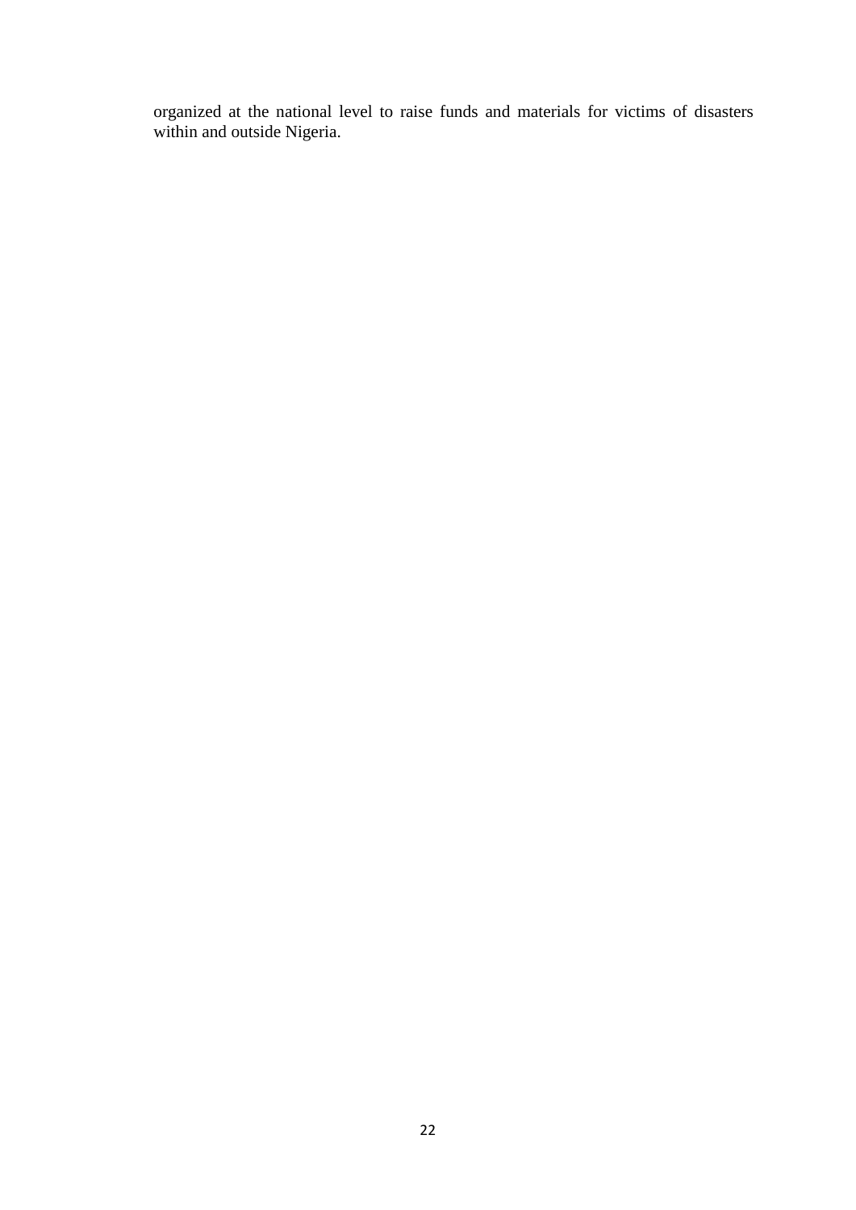organized at the national level to raise funds and materials for victims of disasters within and outside Nigeria.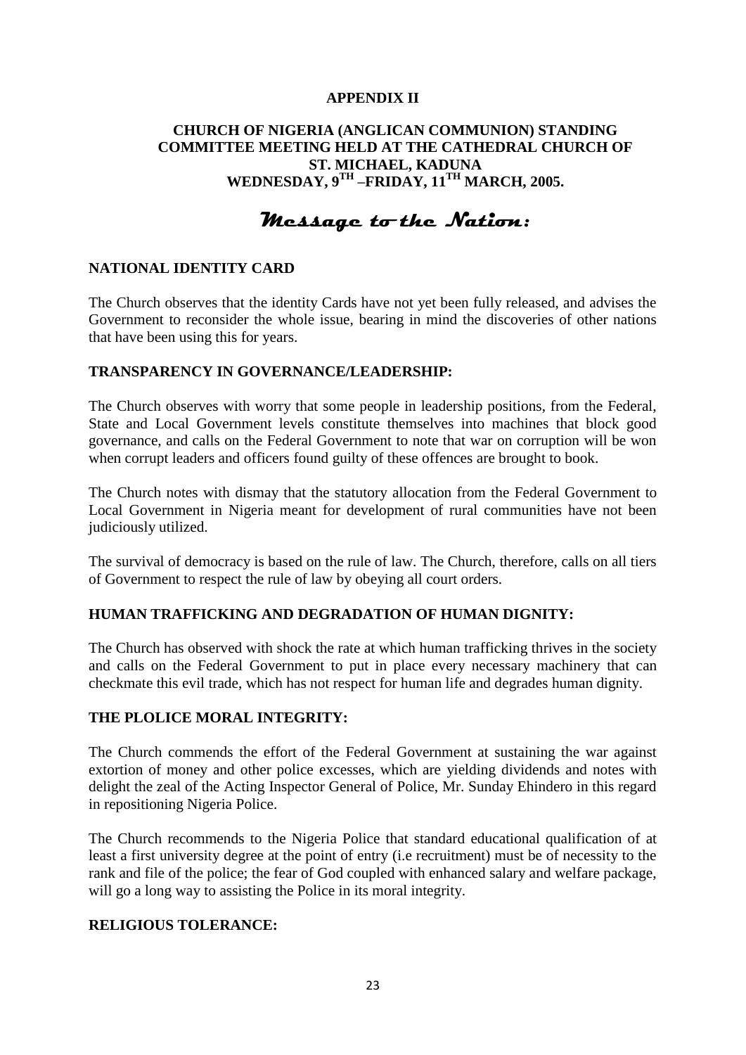**APPENDIX II**

**CHURCH OF NIGERIA (ANGLICAN COMMUNION) STANDING COMMITTEE MEETING HELD AT THE CATHEDRAL CHURCH OF ST. MICHAEL, KADUNA WEDNESDAY, 9TH –FRIDAY, 11TH MARCH, 2005.**

# Message to the Nation:

## NATIONAL IDENTITY CARD

The Church observes that the identity Cards have not yet been fully released, and advises the Government to reconsider the whole issue, bearing in mind the discoveries of other nations that have been using this for years.

## TRANSPARENCY IN GOVERNANCE/LEADERSHIP:

The Church observes with worry that some people in leadership positions, from the Federal, State and Local Government levels constitute themselves into machines that block good governance, and calls on the Federal Government to note that war on corruption will be won when corrupt leaders and officers found guilty of these offences are brought to book.

The Church notes with dismay that the statutory allocation from the Federal Government to Local Government in Nigeria meant for development of rural communities have not been judiciously utilized.

The survival of democracy is based on the rule of law. The Church, therefore, calls on all tiers of Government to respect the rule of law by obeying all court orders.

## HUMAN TRAFFICKING AND DEGRADATION OF HUMAN DIGNITY:

The Church has observed with shock the rate at which human trafficking thrives in the society and calls on the Federal Government to put in place every necessary machinery that can checkmate this evil trade, which has not respect for human life and degrades human dignity.

## THE PLOLICE MORAL INTEGRITY:

The Church commends the effort of the Federal Government at sustaining the war against extortion of money and other police excesses, which are yielding dividends and notes with delight the zeal of the Acting Inspector General of Police, Mr. Sunday Ehindero in this regard in repositioning Nigeria Police.

The Church recommends to the Nigeria Police that standard educational qualification of at least a first university degree at the point of entry (i.e recruitment) must be of necessity to the rank and file of the police; the fear of God coupled with enhanced salary and welfare package, will go a long way to assisting the Police in its moral integrity.

## RELIGIOUS TOLERANCE: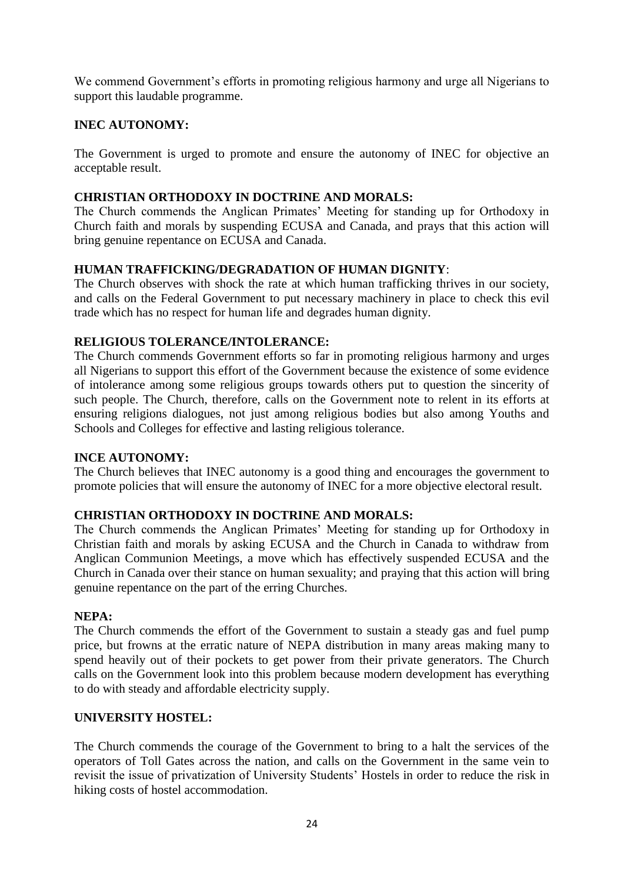We commend Government's efforts in promoting religious harmony and urge all Nigerians to support this laudable programme.

**INEC AUTONOMY:**

The Government is urged to promote and ensure the autonomy of INEC for objective an acceptable result.

**CHRISTIAN ORTHODOXY IN DOCTRINE AND MORALS:**

The Church commends the Anglican Primates' Meeting for standing up for Orthodoxy in Church faith and morals by suspending ECUSA and Canada, and prays that this action will bring genuine repentance on ECUSA and Canada.

**HUMAN TRAFFICKING/DEGRADATION OF HUMAN DIGNITY**:

The Church observes with shock the rate at which human trafficking thrives in our society, and calls on the Federal Government to put necessary machinery in place to check this evil trade which has no respect for human life and degrades human dignity.

**RELIGIOUS TOLERANCE/INTOLERANCE:**

The Church commends Government efforts so far in promoting religious harmony and urges all Nigerians to support this effort of the Government because the existence of some evidence of intolerance among some religious groups towards others put to question the sincerity of such people. The Church, therefore, calls on the Government note to relent in its efforts at ensuring religions dialogues, not just among religious bodies but also among Youths and Schools and Colleges for effective and lasting religious tolerance.

**INCE AUTONOMY:**

The Church believes that INEC autonomy is a good thing and encourages the government to promote policies that will ensure the autonomy of INEC for a more objective electoral result.

**CHRISTIAN ORTHODOXY IN DOCTRINE AND MORALS:**

The Church commends the Anglican Primates' Meeting for standing up for Orthodoxy in Christian faith and morals by asking ECUSA and the Church in Canada to withdraw from Anglican Communion Meetings, a move which has effectively suspended ECUSA and the Church in Canada over their stance on human sexuality; and praying that this action will bring genuine repentance on the part of the erring Churches.

**NEPA:**

The Church commends the effort of the Government to sustain a steady gas and fuel pump price, but frowns at the erratic nature of NEPA distribution in many areas making many to spend heavily out of their pockets to get power from their private generators. The Church calls on the Government look into this problem because modern development has everything to do with steady and affordable electricity supply.

**UNIVERSITY HOSTEL:**

The Church commends the courage of the Government to bring to a halt the services of the operators of Toll Gates across the nation, and calls on the Government in the same vein to revisit the issue of privatization of University Students' Hostels in order to reduce the risk in hiking costs of hostel accommodation.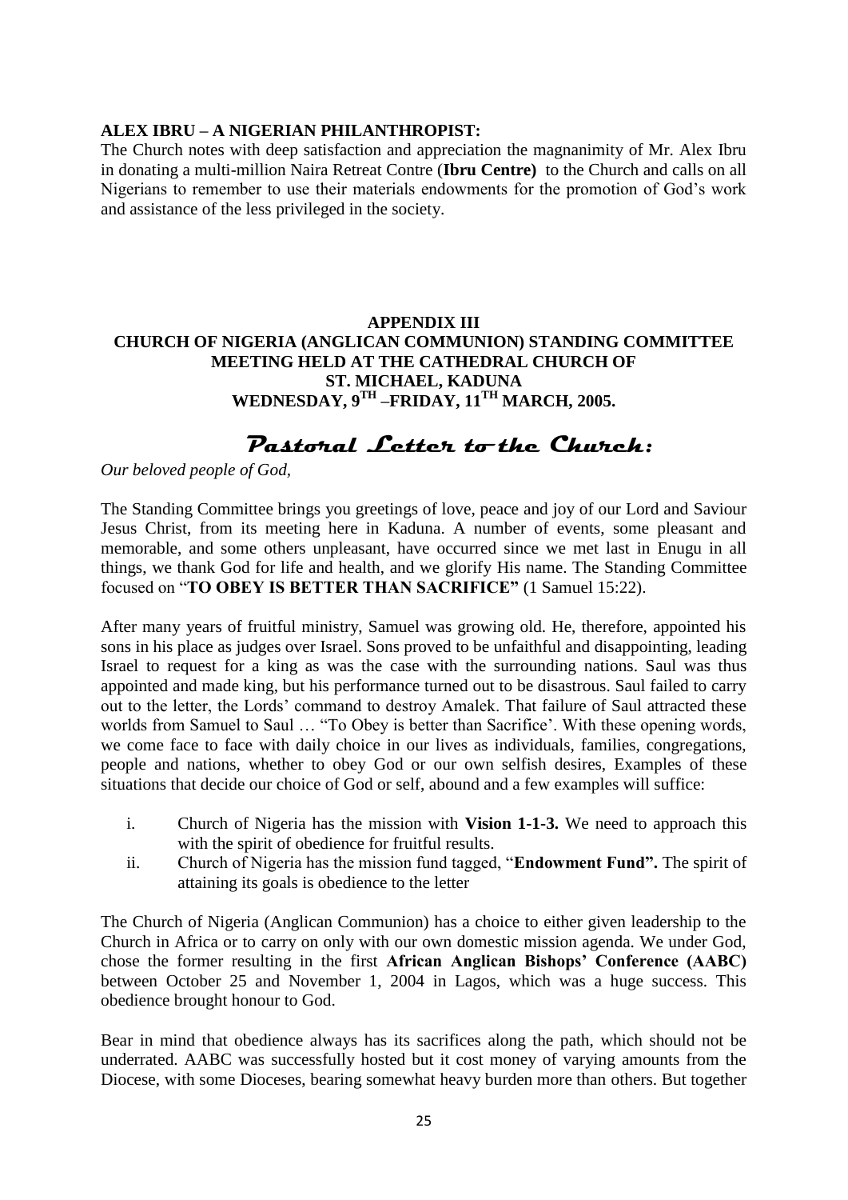**ALEX IBRU – A NIGERIAN PHILANTHROPIST:**

The Church notes with deep satisfaction and appreciation the magnanimity of Mr. Alex Ibru in donating a multi-million Naira Retreat Contre (**Ibru Centre)** to the Church and calls on all Nigerians to remember to use their materials endowments for the promotion of God's work and assistance of the less privileged in the society.

## APPENDIX III
## CHURCH OF NIGERIA (ANGLICAN COMMUNION) STANDING COMMITTEE MEETING HELD AT THE CATHEDRAL CHURCH OF ST. MICHAEL, KADUNA WEDNESDAY, 9TH –FRIDAY, 11TH MARCH, 2005.

# Pastoral Letter to the Church:

*Our beloved people of God,*

The Standing Committee brings you greetings of love, peace and joy of our Lord and Saviour Jesus Christ, from its meeting here in Kaduna. A number of events, some pleasant and memorable, and some others unpleasant, have occurred since we met last in Enugu in all things, we thank God for life and health, and we glorify His name. The Standing Committee focused on "**TO OBEY IS BETTER THAN SACRIFICE"** (1 Samuel 15:22).

After many years of fruitful ministry, Samuel was growing old. He, therefore, appointed his sons in his place as judges over Israel. Sons proved to be unfaithful and disappointing, leading Israel to request for a king as was the case with the surrounding nations. Saul was thus appointed and made king, but his performance turned out to be disastrous. Saul failed to carry out to the letter, the Lords' command to destroy Amalek. That failure of Saul attracted these worlds from Samuel to Saul … "To Obey is better than Sacrifice'. With these opening words, we come face to face with daily choice in our lives as individuals, families, congregations, people and nations, whether to obey God or our own selfish desires, Examples of these situations that decide our choice of God or self, abound and a few examples will suffice:

i. Church of Nigeria has the mission with **Vision 1-1-3.** We need to approach this with the spirit of obedience for fruitful results.
ii. Church of Nigeria has the mission fund tagged, "**Endowment Fund".** The spirit of attaining its goals is obedience to the letter

The Church of Nigeria (Anglican Communion) has a choice to either given leadership to the Church in Africa or to carry on only with our own domestic mission agenda. We under God, chose the former resulting in the first **African Anglican Bishops' Conference (AABC)** between October 25 and November 1, 2004 in Lagos, which was a huge success. This obedience brought honour to God.

Bear in mind that obedience always has its sacrifices along the path, which should not be underrated. AABC was successfully hosted but it cost money of varying amounts from the Diocese, with some Dioceses, bearing somewhat heavy burden more than others. But together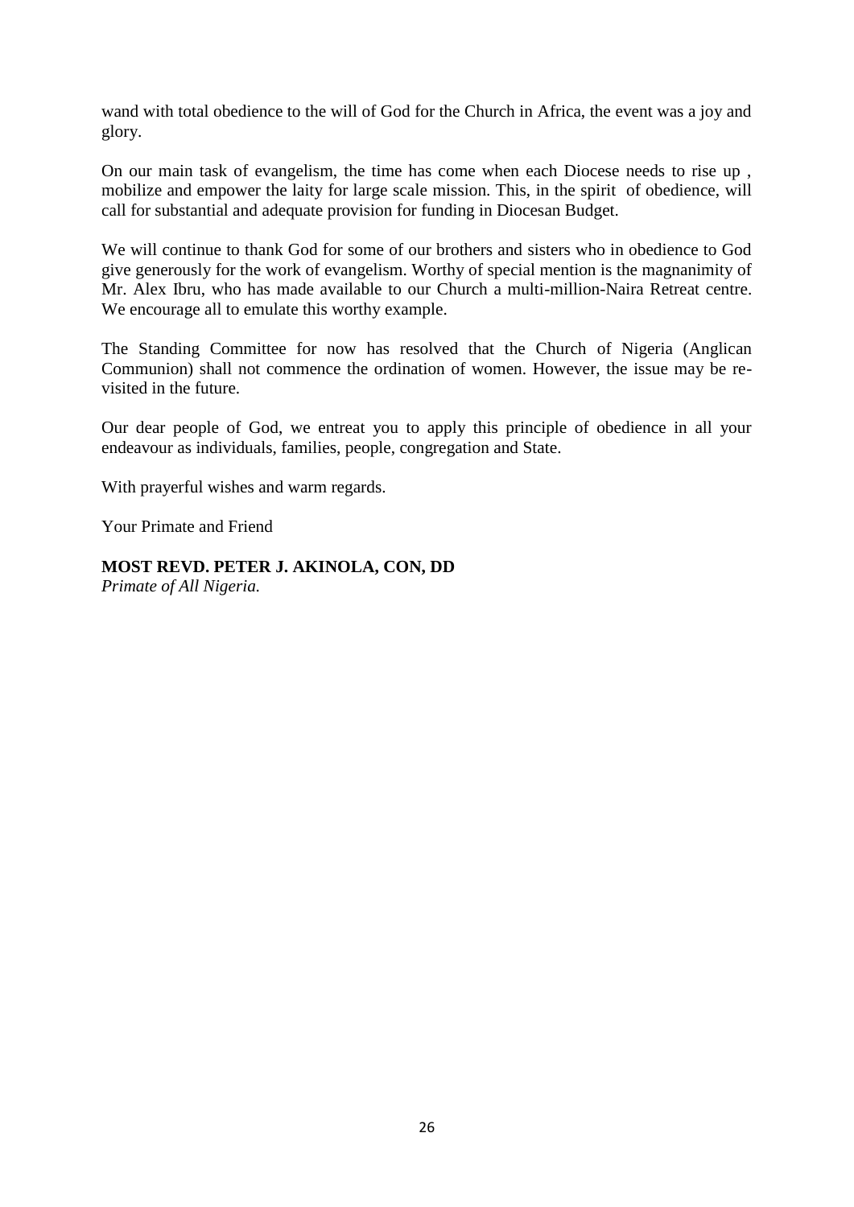wand with total obedience to the will of God for the Church in Africa, the event was a joy and glory.

On our main task of evangelism, the time has come when each Diocese needs to rise up , mobilize and empower the laity for large scale mission. This, in the spirit of obedience, will call for substantial and adequate provision for funding in Diocesan Budget.

We will continue to thank God for some of our brothers and sisters who in obedience to God give generously for the work of evangelism. Worthy of special mention is the magnanimity of Mr. Alex Ibru, who has made available to our Church a multi-million-Naira Retreat centre. We encourage all to emulate this worthy example.

The Standing Committee for now has resolved that the Church of Nigeria (Anglican Communion) shall not commence the ordination of women. However, the issue may be re-visited in the future.

Our dear people of God, we entreat you to apply this principle of obedience in all your endeavour as individuals, families, people, congregation and State.

With prayerful wishes and warm regards.

Your Primate and Friend

**MOST REVD. PETER J. AKINOLA, CON, DD**
*Primate of All Nigeria.*